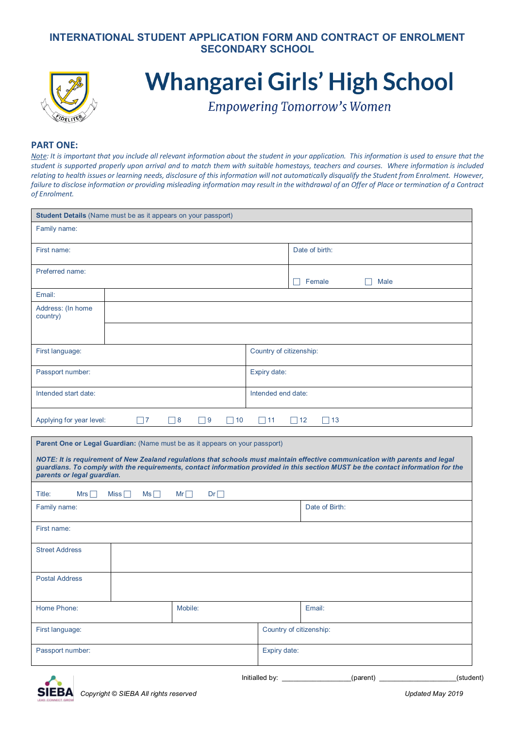# INTERNATIONAL STUDENT APPLICATION FORM AND CONTRACT OF ENROLMENT SECONDARY SCHOOL

# Whangarei Girls' High School

*Empowering Tomorrow's Women*

FIDELITER

## PART ONE:

*Note: It is important that you include all relevant information about the student in your application. This information is used to ensure that the student is supported properly upon arrival and to match them with suitable homestays, teachers and courses. Where information is included relating to health issues or learning needs, disclosure of this information will not automatically disqualify the Student from Enrolment. However, failure to disclose information or providing misleading information may result in the withdrawal of an Offer of Place or termination of a Contract of Enrolment.*

| **Student Details** (Name must be as it appears on your passport) | |
|---|---|
| Family name: | |
| First name: | Date of birth: |
| Preferred name: | ☐ Female ☐ Male |
| Email: | |
| Address: (In home country) | |
| First language: | Country of citizenship: |
| Passport number: | Expiry date: |
| Intended start date: | Intended end date: |
| Applying for year level: ☐ 7 ☐ 8 ☐ 9 ☐ 10 ☐ 11 ☐ 12 ☐ 13 | |

**Parent One or Legal Guardian:** (Name must be as it appears on your passport)

***NOTE: It is requirement of New Zealand regulations that schools must maintain effective communication with parents and legal guardians. To comply with the requirements, contact information provided in this section MUST be the contact information for the parents or legal guardian.***

| Title: Mrs ☐ Miss ☐ Ms ☐ Mr ☐ Dr ☐ | | |
|---|---|---|
| Family name: | | Date of Birth: |
| First name: | | |
| Street Address | | |
| Postal Address | | |
| Home Phone: | Mobile: | Email: |
| First language: | Country of citizenship: | |
| Passport number: | Expiry date: | |

Initialled by: _________________(parent) ___________________(student)

Copyright © SIEBA All rights reserved

Updated May 2019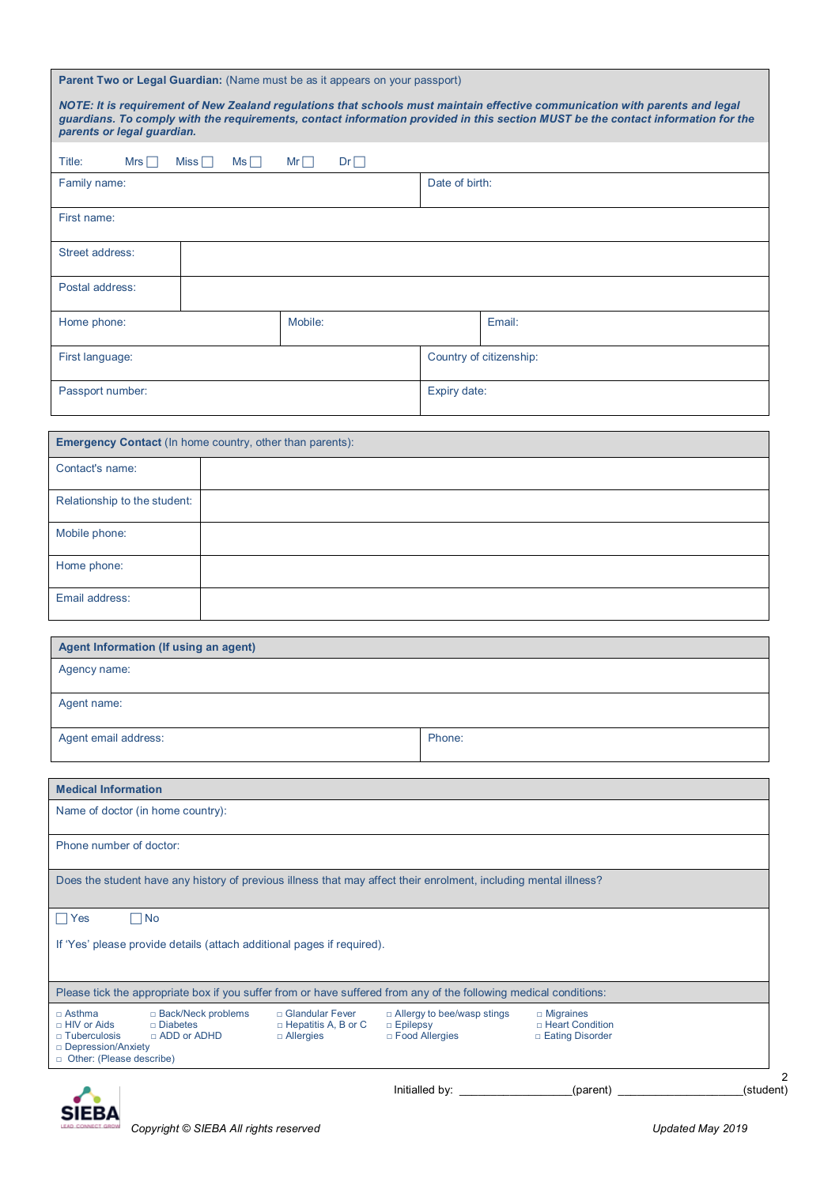**Parent Two or Legal Guardian:** (Name must be as it appears on your passport)

***NOTE: It is requirement of New Zealand regulations that schools must maintain effective communication with parents and legal guardians. To comply with the requirements, contact information provided in this section MUST be the contact information for the parents or legal guardian.***

Title: Mrs ☐ Miss ☐ Ms ☐ Mr ☐ Dr ☐

| | | |
|---|---|---|
| Family name: | | Date of birth: |
| First name: | | |
| Street address: | | |
| Postal address: | | |
| Home phone: | Mobile: | Email: |
| First language: | | Country of citizenship: |
| Passport number: | | Expiry date: |

**Emergency Contact** (In home country, other than parents):

| | |
|---|---|
| Contact's name: | |
| Relationship to the student: | |
| Mobile phone: | |
| Home phone: | |
| Email address: | |

**Agent Information (If using an agent)**

| | |
|---|---|
| Agency name: | |
| Agent name: | |
| Agent email address: | Phone: |

**Medical Information**

Name of doctor (in home country):

Phone number of doctor:

Does the student have any history of previous illness that may affect their enrolment, including mental illness?

☐ Yes ☐ No

If 'Yes' please provide details (attach additional pages if required).

Please tick the appropriate box if you suffer from or have suffered from any of the following medical conditions:

| | | | | |
|---|---|---|---|---|
| □ Asthma | □ Back/Neck problems | □ Glandular Fever | □ Allergy to bee/wasp stings | □ Migraines |
| □ HIV or Aids | □ Diabetes | □ Hepatitis A, B or C | □ Epilepsy | □ Heart Condition |
| □ Tuberculosis | □ ADD or ADHD | □ Allergies | □ Food Allergies | □ Eating Disorder |
| □ Depression/Anxiety | | | | |
| □ Other: (Please describe) | | | | |

Initialled by: _________________(parent) ___________________(student)

Copyright © SIEBA All rights reserved

Updated May 2019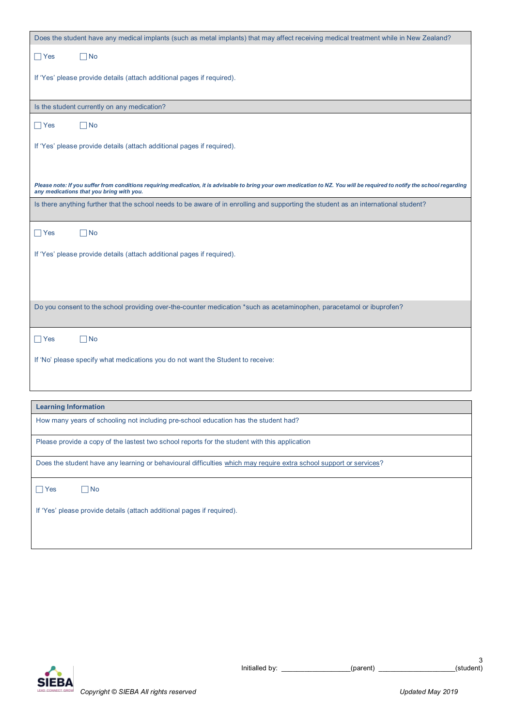Does the student have any medical implants (such as metal implants) that may affect receiving medical treatment while in New Zealand?

☐ Yes ☐ No

If 'Yes' please provide details (attach additional pages if required).

Is the student currently on any medication?

☐ Yes ☐ No

If 'Yes' please provide details (attach additional pages if required).

***Please note: If you suffer from conditions requiring medication, it is advisable to bring your own medication to NZ. You will be required to notify the school regarding any medications that you bring with you.***

Is there anything further that the school needs to be aware of in enrolling and supporting the student as an international student?

☐ Yes ☐ No

If 'Yes' please provide details (attach additional pages if required).

Do you consent to the school providing over-the-counter medication *such as acetaminophen, paracetamol or ibuprofen?

☐ Yes ☐ No

If 'No' please specify what medications you do not want the Student to receive:

**Learning Information**

How many years of schooling not including pre-school education has the student had?

Please provide a copy of the lastest two school reports for the student with this application

Does the student have any learning or behavioural difficulties which may require extra school support or services?

☐ Yes ☐ No

If 'Yes' please provide details (attach additional pages if required).

Initialled by: ________________(parent) __________________(student)

*Copyright © SIEBA All rights reserved* *Updated May 2019*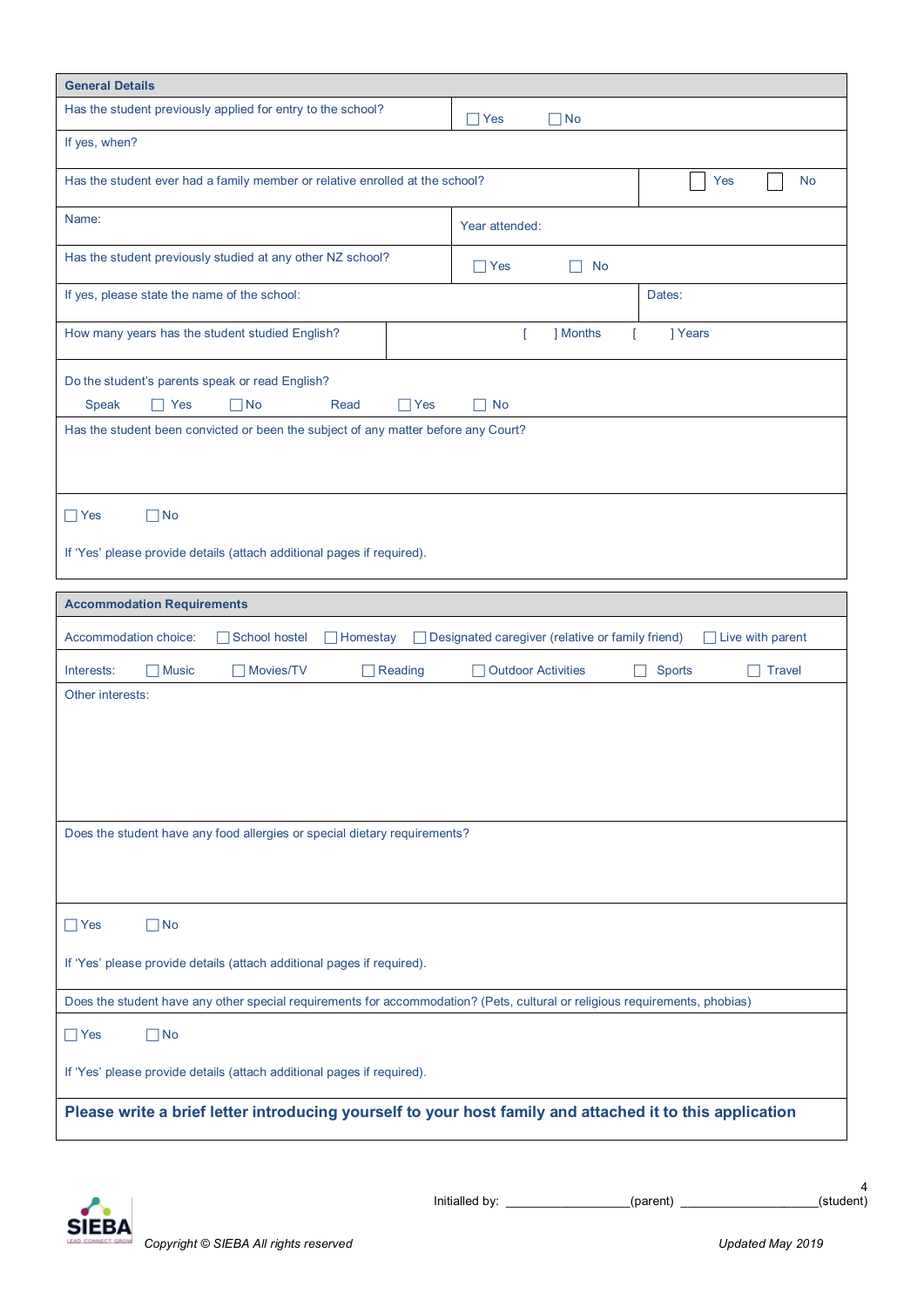## General Details

| | |
|---|---|
| Has the student previously applied for entry to the school? | ☐ Yes ☐ No |
| If yes, when? | |
| Has the student ever had a family member or relative enrolled at the school? | ☐ Yes ☐ No |
| Name: | Year attended: |
| Has the student previously studied at any other NZ school? | ☐ Yes ☐ No |
| If yes, please state the name of the school: | Dates: |
| How many years has the student studied English? | [ ] Months [ ] Years |

Do the student's parents speak or read English?

Speak ☐ Yes ☐ No Read ☐ Yes ☐ No

Has the student been convicted or been the subject of any matter before any Court?

☐ Yes ☐ No

If 'Yes' please provide details (attach additional pages if required).

## Accommodation Requirements

Accommodation choice: ☐ School hostel ☐ Homestay ☐ Designated caregiver (relative or family friend) ☐ Live with parent

Interests: ☐ Music ☐ Movies/TV ☐ Reading ☐ Outdoor Activities ☐ Sports ☐ Travel

Other interests:

Does the student have any food allergies or special dietary requirements?

☐ Yes ☐ No

If 'Yes' please provide details (attach additional pages if required).

Does the student have any other special requirements for accommodation? (Pets, cultural or religious requirements, phobias)

☐ Yes ☐ No

If 'Yes' please provide details (attach additional pages if required).

**Please write a brief letter introducing yourself to your host family and attached it to this application**

Initialled by: __________________(parent) ____________________(student)

*Copyright © SIEBA All rights reserved* *Updated May 2019*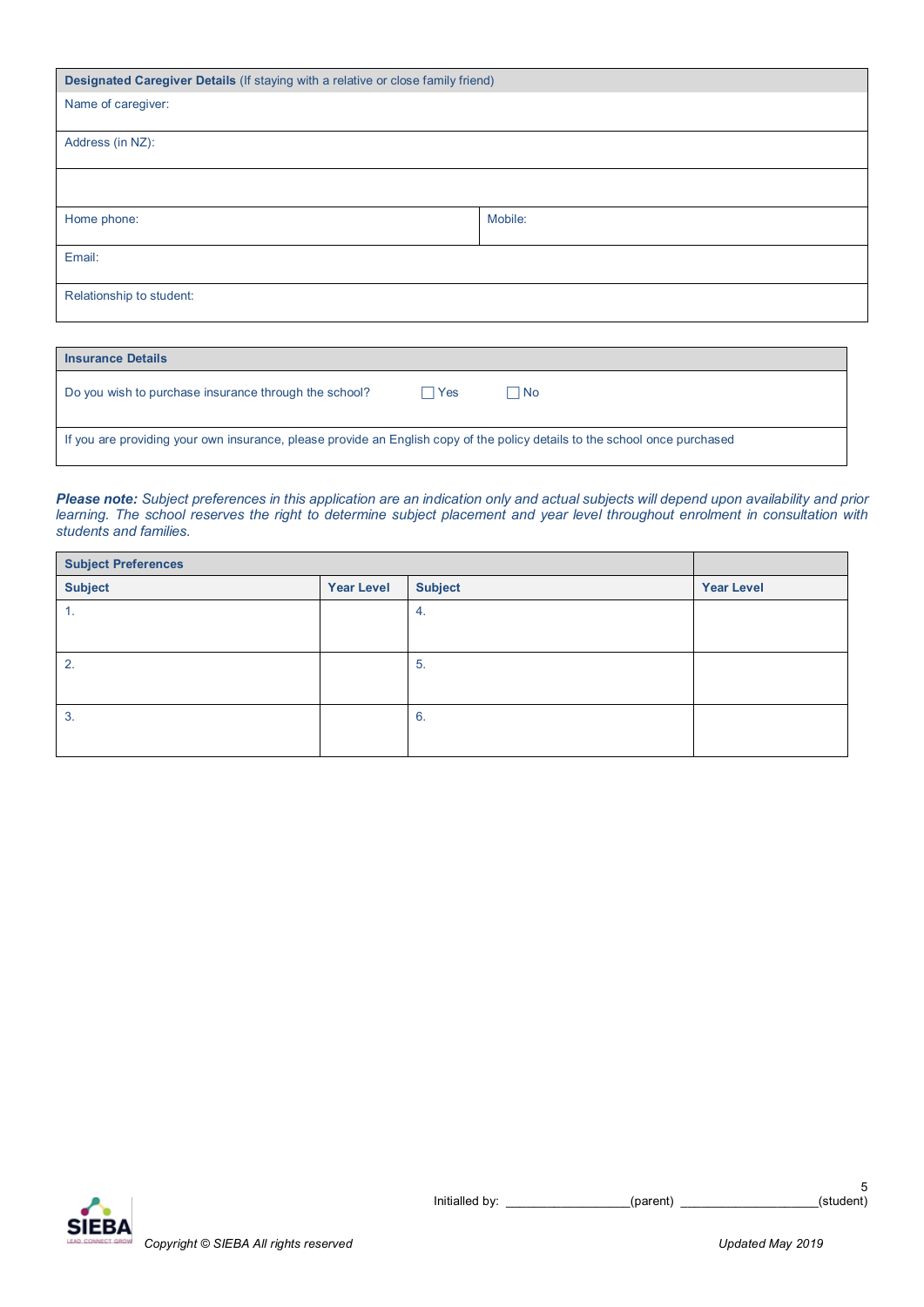| **Designated Caregiver Details** (If staying with a relative or close family friend) | |
|---|---|
| Name of caregiver: | |
| Address (in NZ): | |
| | |
| Home phone: | Mobile: |
| Email: | |
| Relationship to student: | |

| **Insurance Details** |
|---|
| Do you wish to purchase insurance through the school? ☐ Yes ☐ No |
| If you are providing your own insurance, please provide an English copy of the policy details to the school once purchased |

***Please note:*** *Subject preferences in this application are an indication only and actual subjects will depend upon availability and prior learning. The school reserves the right to determine subject placement and year level throughout enrolment in consultation with students and families.*

| **Subject Preferences** | | | |
|---|---|---|---|
| **Subject** | **Year Level** | **Subject** | **Year Level** |
| 1. | | 4. | |
| 2. | | 5. | |
| 3. | | 6. | |

Initialled by: __________________(parent) ____________________(student)

Copyright © SIEBA All rights reserved

Updated May 2019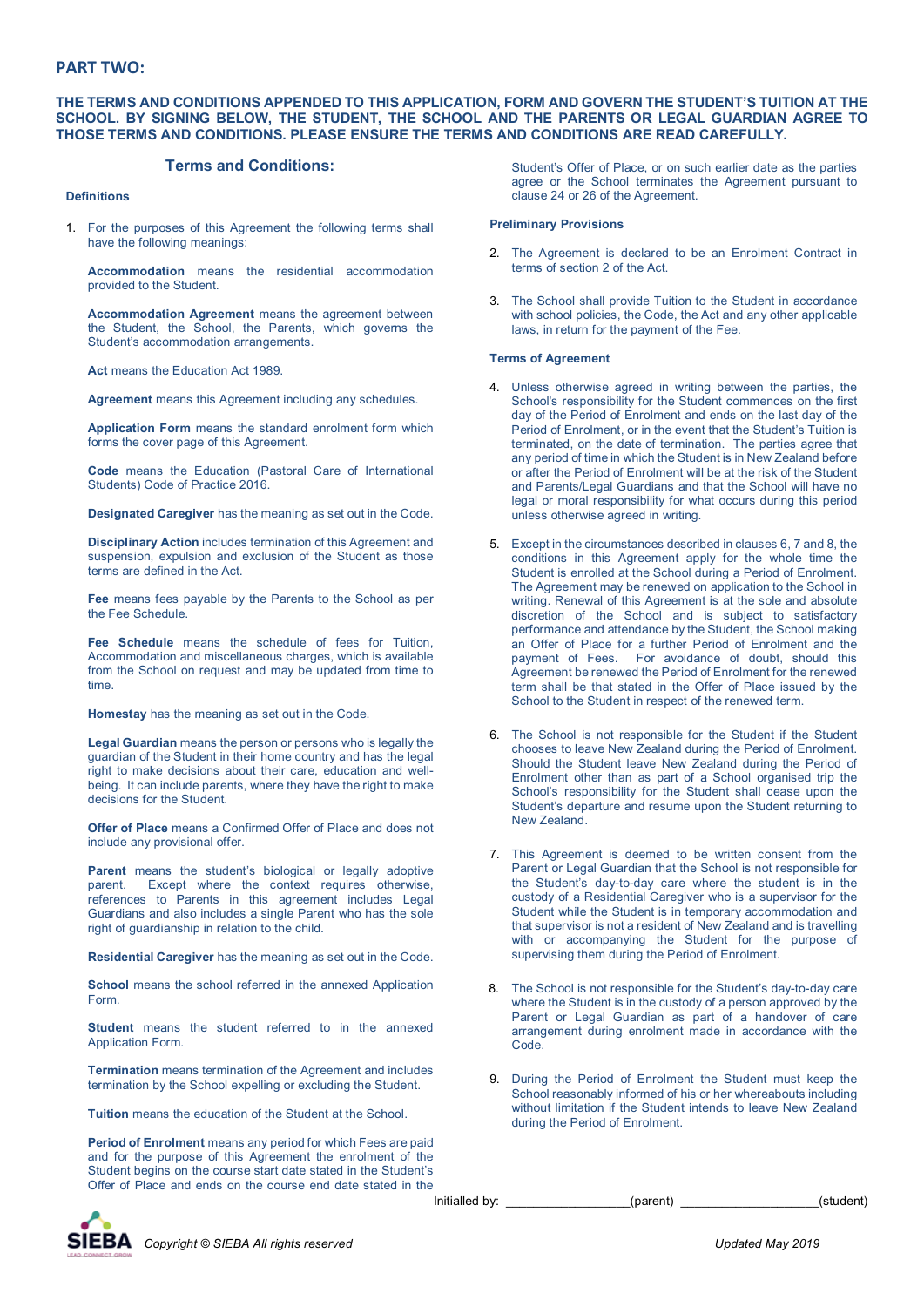## PART TWO:

**THE TERMS AND CONDITIONS APPENDED TO THIS APPLICATION, FORM AND GOVERN THE STUDENT'S TUITION AT THE SCHOOL. BY SIGNING BELOW, THE STUDENT, THE SCHOOL AND THE PARENTS OR LEGAL GUARDIAN AGREE TO THOSE TERMS AND CONDITIONS. PLEASE ENSURE THE TERMS AND CONDITIONS ARE READ CAREFULLY.**

### Terms and Conditions:

**Definitions**

1. For the purposes of this Agreement the following terms shall have the following meanings:

   **Accommodation** means the residential accommodation provided to the Student.

   **Accommodation Agreement** means the agreement between the Student, the School, the Parents, which governs the Student's accommodation arrangements.

   **Act** means the Education Act 1989.

   **Agreement** means this Agreement including any schedules.

   **Application Form** means the standard enrolment form which forms the cover page of this Agreement.

   **Code** means the Education (Pastoral Care of International Students) Code of Practice 2016.

   **Designated Caregiver** has the meaning as set out in the Code.

   **Disciplinary Action** includes termination of this Agreement and suspension, expulsion and exclusion of the Student as those terms are defined in the Act.

   **Fee** means fees payable by the Parents to the School as per the Fee Schedule.

   **Fee Schedule** means the schedule of fees for Tuition, Accommodation and miscellaneous charges, which is available from the School on request and may be updated from time to time.

   **Homestay** has the meaning as set out in the Code.

   **Legal Guardian** means the person or persons who is legally the guardian of the Student in their home country and has the legal right to make decisions about their care, education and well-being. It can include parents, where they have the right to make decisions for the Student.

   **Offer of Place** means a Confirmed Offer of Place and does not include any provisional offer.

   **Parent** means the student's biological or legally adoptive parent. Except where the context requires otherwise, references to Parents in this agreement includes Legal Guardians and also includes a single Parent who has the sole right of guardianship in relation to the child.

   **Residential Caregiver** has the meaning as set out in the Code.

   **School** means the school referred in the annexed Application Form.

   **Student** means the student referred to in the annexed Application Form.

   **Termination** means termination of the Agreement and includes termination by the School expelling or excluding the Student.

   **Tuition** means the education of the Student at the School.

   **Period of Enrolment** means any period for which Fees are paid and for the purpose of this Agreement the enrolment of the Student begins on the course start date stated in the Student's Offer of Place and ends on the course end date stated in the Student's Offer of Place, or on such earlier date as the parties agree or the School terminates the Agreement pursuant to clause 24 or 26 of the Agreement.

**Preliminary Provisions**

2. The Agreement is declared to be an Enrolment Contract in terms of section 2 of the Act.

3. The School shall provide Tuition to the Student in accordance with school policies, the Code, the Act and any other applicable laws, in return for the payment of the Fee.

**Terms of Agreement**

4. Unless otherwise agreed in writing between the parties, the School's responsibility for the Student commences on the first day of the Period of Enrolment and ends on the last day of the Period of Enrolment, or in the event that the Student's Tuition is terminated, on the date of termination. The parties agree that any period of time in which the Student is in New Zealand before or after the Period of Enrolment will be at the risk of the Student and Parents/Legal Guardians and that the School will have no legal or moral responsibility for what occurs during this period unless otherwise agreed in writing.

5. Except in the circumstances described in clauses 6, 7 and 8, the conditions in this Agreement apply for the whole time the Student is enrolled at the School during a Period of Enrolment. The Agreement may be renewed on application to the School in writing. Renewal of this Agreement is at the sole and absolute discretion of the School and is subject to satisfactory performance and attendance by the Student, the School making an Offer of Place for a further Period of Enrolment and the payment of Fees. For avoidance of doubt, should this Agreement be renewed the Period of Enrolment for the renewed term shall be that stated in the Offer of Place issued by the School to the Student in respect of the renewed term.

6. The School is not responsible for the Student if the Student chooses to leave New Zealand during the Period of Enrolment. Should the Student leave New Zealand during the Period of Enrolment other than as part of a School organised trip the School's responsibility for the Student shall cease upon the Student's departure and resume upon the Student returning to New Zealand.

7. This Agreement is deemed to be written consent from the Parent or Legal Guardian that the School is not responsible for the Student's day-to-day care where the student is in the custody of a Residential Caregiver who is a supervisor for the Student while the Student is in temporary accommodation and that supervisor is not a resident of New Zealand and is travelling with or accompanying the Student for the purpose of supervising them during the Period of Enrolment.

8. The School is not responsible for the Student's day-to-day care where the Student is in the custody of a person approved by the Parent or Legal Guardian as part of a handover of care arrangement during enrolment made in accordance with the Code.

9. During the Period of Enrolment the Student must keep the School reasonably informed of his or her whereabouts including without limitation if the Student intends to leave New Zealand during the Period of Enrolment.

Initialled by: __________________(parent) ____________________(student)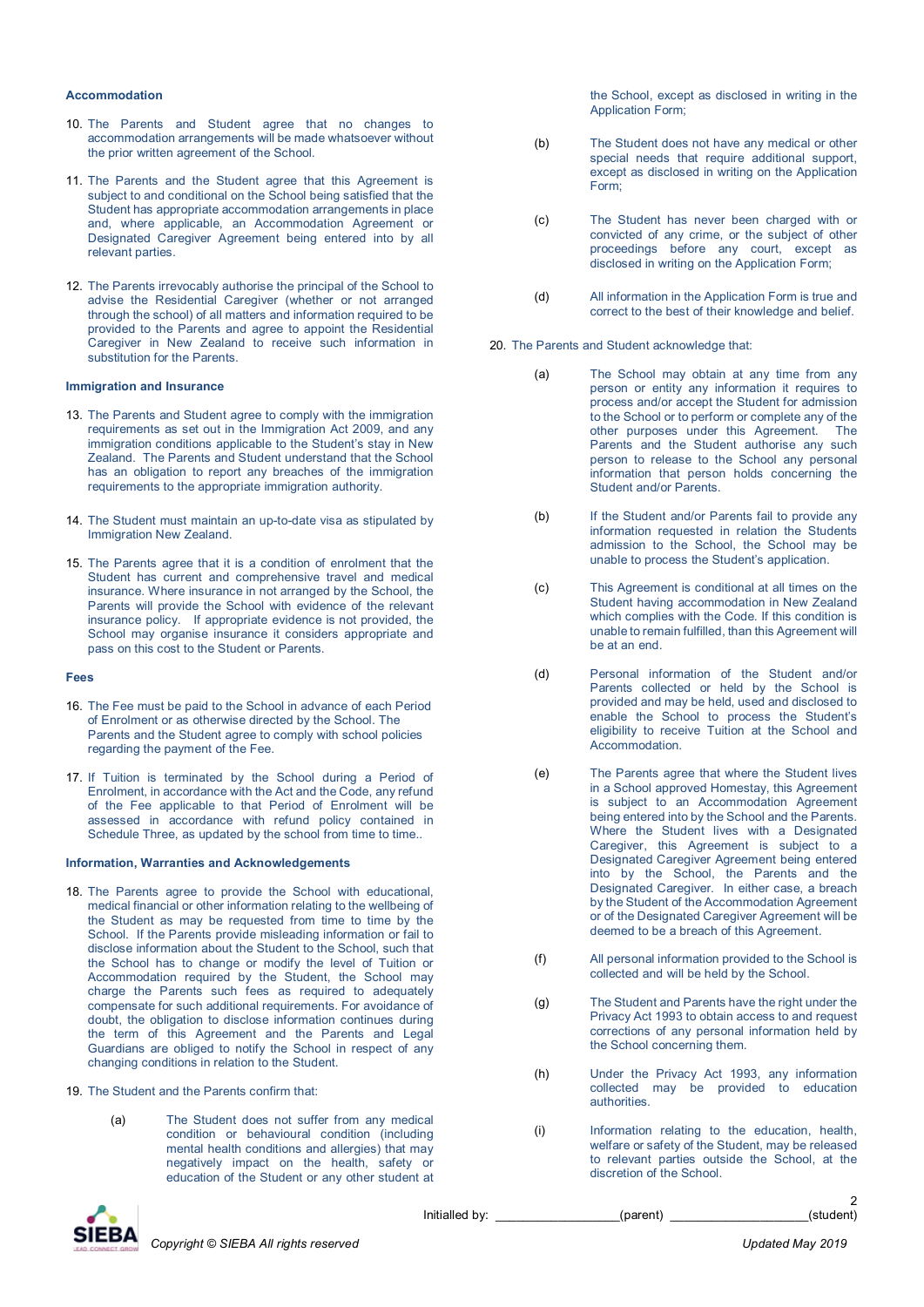### Accommodation

10. The Parents and Student agree that no changes to accommodation arrangements will be made whatsoever without the prior written agreement of the School.

11. The Parents and the Student agree that this Agreement is subject to and conditional on the School being satisfied that the Student has appropriate accommodation arrangements in place and, where applicable, an Accommodation Agreement or Designated Caregiver Agreement being entered into by all relevant parties.

12. The Parents irrevocably authorise the principal of the School to advise the Residential Caregiver (whether or not arranged through the school) of all matters and information required to be provided to the Parents and agree to appoint the Residential Caregiver in New Zealand to receive such information in substitution for the Parents.

### Immigration and Insurance

13. The Parents and Student agree to comply with the immigration requirements as set out in the Immigration Act 2009, and any immigration conditions applicable to the Student's stay in New Zealand. The Parents and Student understand that the School has an obligation to report any breaches of the immigration requirements to the appropriate immigration authority.

14. The Student must maintain an up-to-date visa as stipulated by Immigration New Zealand.

15. The Parents agree that it is a condition of enrolment that the Student has current and comprehensive travel and medical insurance. Where insurance in not arranged by the School, the Parents will provide the School with evidence of the relevant insurance policy. If appropriate evidence is not provided, the School may organise insurance it considers appropriate and pass on this cost to the Student or Parents.

### Fees

16. The Fee must be paid to the School in advance of each Period of Enrolment or as otherwise directed by the School. The Parents and the Student agree to comply with school policies regarding the payment of the Fee.

17. If Tuition is terminated by the School during a Period of Enrolment, in accordance with the Act and the Code, any refund of the Fee applicable to that Period of Enrolment will be assessed in accordance with refund policy contained in Schedule Three, as updated by the school from time to time..

### Information, Warranties and Acknowledgements

18. The Parents agree to provide the School with educational, medical financial or other information relating to the wellbeing of the Student as may be requested from time to time by the School. If the Parents provide misleading information or fail to disclose information about the Student to the School, such that the School has to change or modify the level of Tuition or Accommodation required by the Student, the School may charge the Parents such fees as required to adequately compensate for such additional requirements. For avoidance of doubt, the obligation to disclose information continues during the term of this Agreement and the Parents and Legal Guardians are obliged to notify the School in respect of any changing conditions in relation to the Student.

19. The Student and the Parents confirm that:

    (a) The Student does not suffer from any medical condition or behavioural condition (including mental health conditions and allergies) that may negatively impact on the health, safety or education of the Student or any other student at the School, except as disclosed in writing in the Application Form;

    (b) The Student does not have any medical or other special needs that require additional support, except as disclosed in writing on the Application Form;

    (c) The Student has never been charged with or convicted of any crime, or the subject of other proceedings before any court, except as disclosed in writing on the Application Form;

    (d) All information in the Application Form is true and correct to the best of their knowledge and belief.

20. The Parents and Student acknowledge that:

    (a) The School may obtain at any time from any person or entity any information it requires to process and/or accept the Student for admission to the School or to perform or complete any of the other purposes under this Agreement. The Parents and the Student authorise any such person to release to the School any personal information that person holds concerning the Student and/or Parents.

    (b) If the Student and/or Parents fail to provide any information requested in relation the Students admission to the School, the School may be unable to process the Student's application.

    (c) This Agreement is conditional at all times on the Student having accommodation in New Zealand which complies with the Code. If this condition is unable to remain fulfilled, than this Agreement will be at an end.

    (d) Personal information of the Student and/or Parents collected or held by the School is provided and may be held, used and disclosed to enable the School to process the Student's eligibility to receive Tuition at the School and Accommodation.

    (e) The Parents agree that where the Student lives in a School approved Homestay, this Agreement is subject to an Accommodation Agreement being entered into by the School and the Parents. Where the Student lives with a Designated Caregiver, this Agreement is subject to a Designated Caregiver Agreement being entered into by the School, the Parents and the Designated Caregiver. In either case, a breach by the Student of the Accommodation Agreement or of the Designated Caregiver Agreement will be deemed to be a breach of this Agreement.

    (f) All personal information provided to the School is collected and will be held by the School.

    (g) The Student and Parents have the right under the Privacy Act 1993 to obtain access to and request corrections of any personal information held by the School concerning them.

    (h) Under the Privacy Act 1993, any information collected may be provided to education authorities.

    (i) Information relating to the education, health, welfare or safety of the Student, may be released to relevant parties outside the School, at the discretion of the School.

Initialled by: __________________(parent) ____________________(student)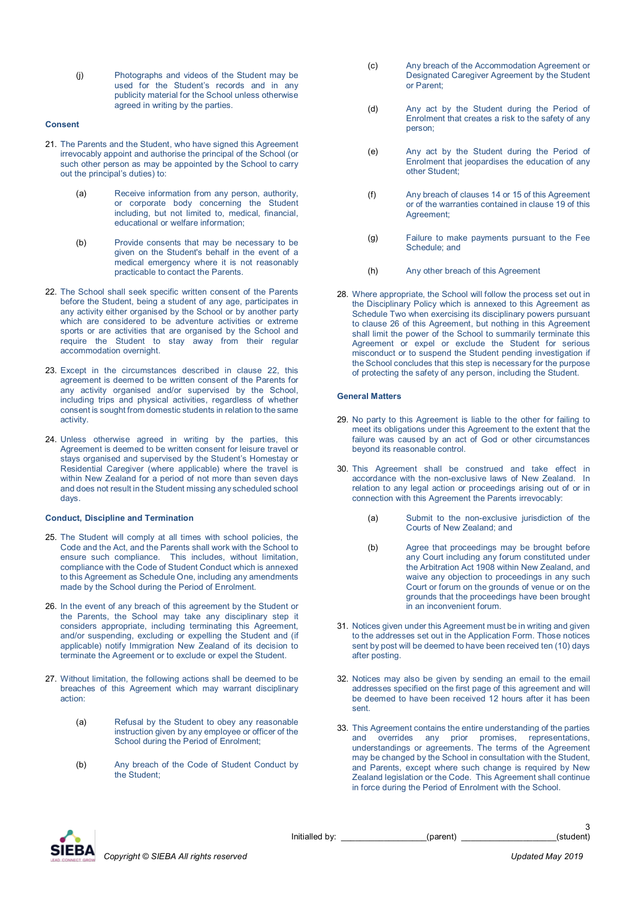(j) Photographs and videos of the Student may be used for the Student's records and in any publicity material for the School unless otherwise agreed in writing by the parties.

**Consent**

21. The Parents and the Student, who have signed this Agreement irrevocably appoint and authorise the principal of the School (or such other person as may be appointed by the School to carry out the principal's duties) to:

    (a) Receive information from any person, authority, or corporate body concerning the Student including, but not limited to, medical, financial, educational or welfare information;

    (b) Provide consents that may be necessary to be given on the Student's behalf in the event of a medical emergency where it is not reasonably practicable to contact the Parents.

22. The School shall seek specific written consent of the Parents before the Student, being a student of any age, participates in any activity either organised by the School or by another party which are considered to be adventure activities or extreme sports or are activities that are organised by the School and require the Student to stay away from their regular accommodation overnight.

23. Except in the circumstances described in clause 22, this agreement is deemed to be written consent of the Parents for any activity organised and/or supervised by the School, including trips and physical activities, regardless of whether consent is sought from domestic students in relation to the same activity.

24. Unless otherwise agreed in writing by the parties, this Agreement is deemed to be written consent for leisure travel or stays organised and supervised by the Student's Homestay or Residential Caregiver (where applicable) where the travel is within New Zealand for a period of not more than seven days and does not result in the Student missing any scheduled school days.

**Conduct, Discipline and Termination**

25. The Student will comply at all times with school policies, the Code and the Act, and the Parents shall work with the School to ensure such compliance. This includes, without limitation, compliance with the Code of Student Conduct which is annexed to this Agreement as Schedule One, including any amendments made by the School during the Period of Enrolment.

26. In the event of any breach of this agreement by the Student or the Parents, the School may take any disciplinary step it considers appropriate, including terminating this Agreement, and/or suspending, excluding or expelling the Student and (if applicable) notify Immigration New Zealand of its decision to terminate the Agreement or to exclude or expel the Student.

27. Without limitation, the following actions shall be deemed to be breaches of this Agreement which may warrant disciplinary action:

    (a) Refusal by the Student to obey any reasonable instruction given by any employee or officer of the School during the Period of Enrolment;

    (b) Any breach of the Code of Student Conduct by the Student;

    (c) Any breach of the Accommodation Agreement or Designated Caregiver Agreement by the Student or Parent;

    (d) Any act by the Student during the Period of Enrolment that creates a risk to the safety of any person;

    (e) Any act by the Student during the Period of Enrolment that jeopardises the education of any other Student;

    (f) Any breach of clauses 14 or 15 of this Agreement or of the warranties contained in clause 19 of this Agreement;

    (g) Failure to make payments pursuant to the Fee Schedule; and

    (h) Any other breach of this Agreement

28. Where appropriate, the School will follow the process set out in the Disciplinary Policy which is annexed to this Agreement as Schedule Two when exercising its disciplinary powers pursuant to clause 26 of this Agreement, but nothing in this Agreement shall limit the power of the School to summarily terminate this Agreement or expel or exclude the Student for serious misconduct or to suspend the Student pending investigation if the School concludes that this step is necessary for the purpose of protecting the safety of any person, including the Student.

**General Matters**

29. No party to this Agreement is liable to the other for failing to meet its obligations under this Agreement to the extent that the failure was caused by an act of God or other circumstances beyond its reasonable control.

30. This Agreement shall be construed and take effect in accordance with the non-exclusive laws of New Zealand. In relation to any legal action or proceedings arising out of or in connection with this Agreement the Parents irrevocably:

    (a) Submit to the non-exclusive jurisdiction of the Courts of New Zealand; and

    (b) Agree that proceedings may be brought before any Court including any forum constituted under the Arbitration Act 1908 within New Zealand, and waive any objection to proceedings in any such Court or forum on the grounds of venue or on the grounds that the proceedings have been brought in an inconvenient forum.

31. Notices given under this Agreement must be in writing and given to the addresses set out in the Application Form. Those notices sent by post will be deemed to have been received ten (10) days after posting.

32. Notices may also be given by sending an email to the email addresses specified on the first page of this agreement and will be deemed to have been received 12 hours after it has been sent.

33. This Agreement contains the entire understanding of the parties and overrides any prior promises, representations, understandings or agreements. The terms of the Agreement may be changed by the School in consultation with the Student, and Parents, except where such change is required by New Zealand legislation or the Code. This Agreement shall continue in force during the Period of Enrolment with the School.

Initialled by: \_\_\_\_\_\_\_\_\_\_\_\_\_\_\_\_\_\_(parent) \_\_\_\_\_\_\_\_\_\_\_\_\_\_\_\_\_\_\_\_(student)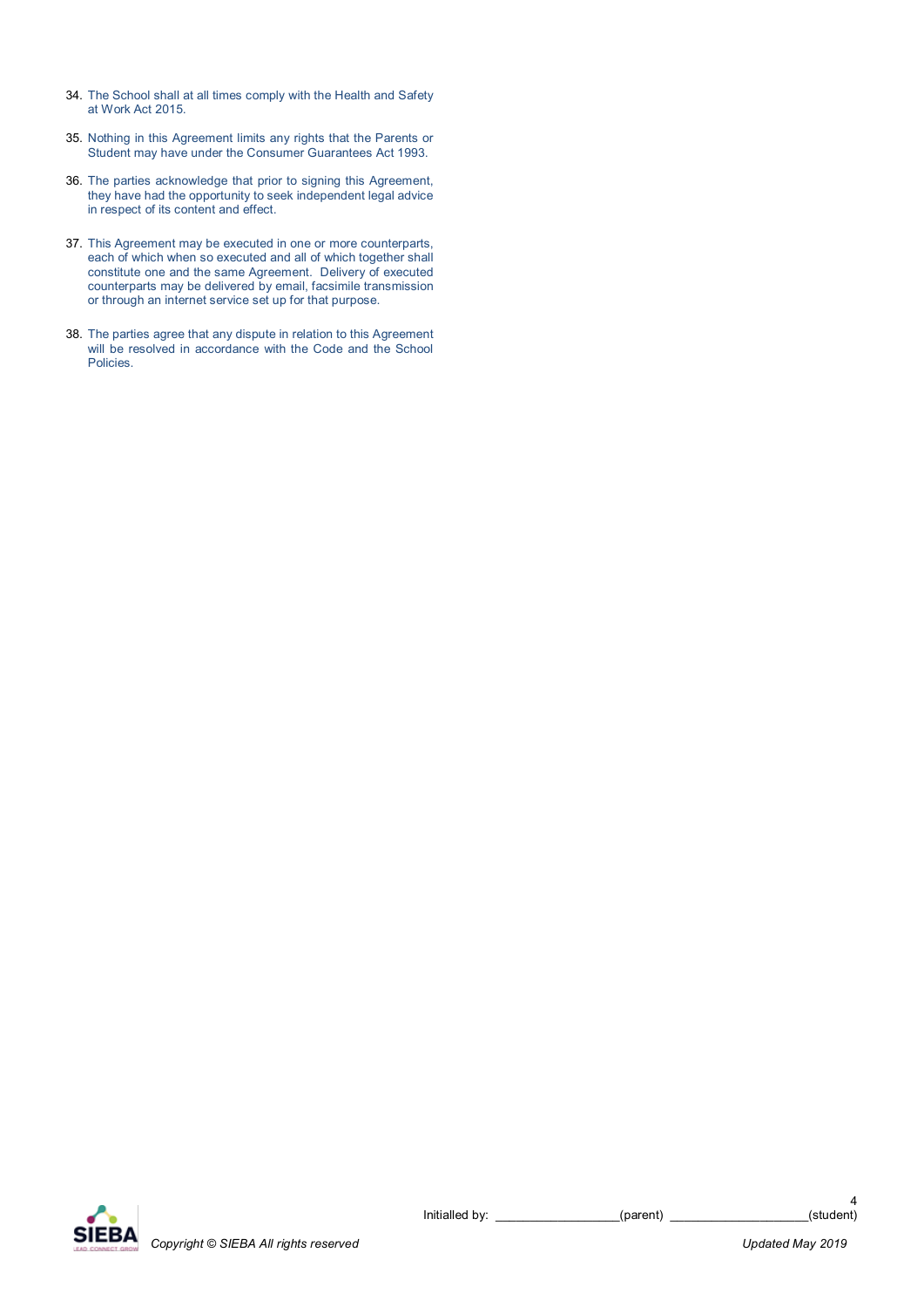34. The School shall at all times comply with the Health and Safety at Work Act 2015.

35. Nothing in this Agreement limits any rights that the Parents or Student may have under the Consumer Guarantees Act 1993.

36. The parties acknowledge that prior to signing this Agreement, they have had the opportunity to seek independent legal advice in respect of its content and effect.

37. This Agreement may be executed in one or more counterparts, each of which when so executed and all of which together shall constitute one and the same Agreement. Delivery of executed counterparts may be delivered by email, facsimile transmission or through an internet service set up for that purpose.

38. The parties agree that any dispute in relation to this Agreement will be resolved in accordance with the Code and the School Policies.

Initialled by: _________________(parent) ___________________(student)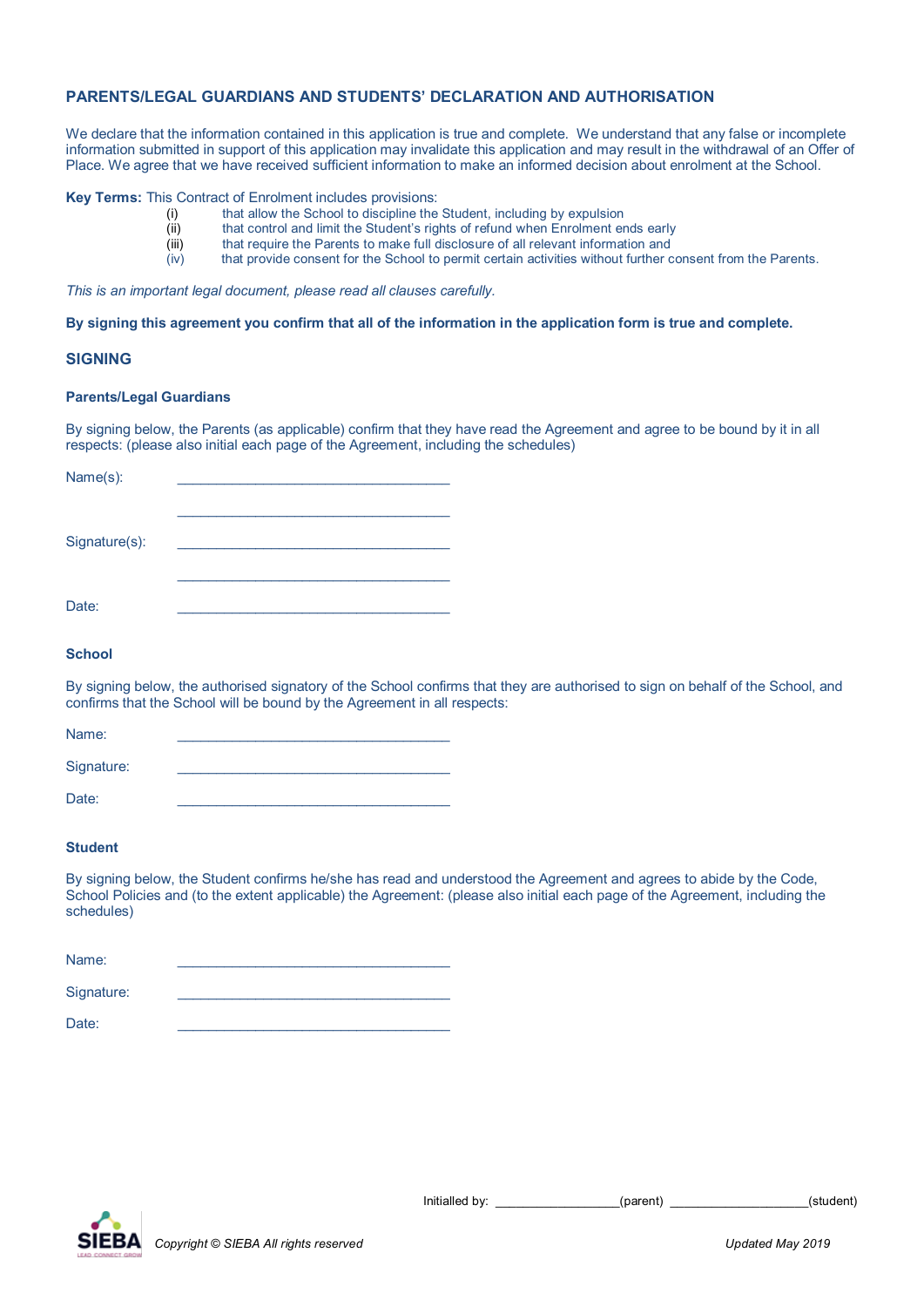## PARENTS/LEGAL GUARDIANS AND STUDENTS' DECLARATION AND AUTHORISATION

We declare that the information contained in this application is true and complete. We understand that any false or incomplete information submitted in support of this application may invalidate this application and may result in the withdrawal of an Offer of Place. We agree that we have received sufficient information to make an informed decision about enrolment at the School.

**Key Terms:** This Contract of Enrolment includes provisions:

(i) that allow the School to discipline the Student, including by expulsion
(ii) that control and limit the Student's rights of refund when Enrolment ends early
(iii) that require the Parents to make full disclosure of all relevant information and
(iv) that provide consent for the School to permit certain activities without further consent from the Parents.

*This is an important legal document, please read all clauses carefully.*

**By signing this agreement you confirm that all of the information in the application form is true and complete.**

## SIGNING

### Parents/Legal Guardians

By signing below, the Parents (as applicable) confirm that they have read the Agreement and agree to be bound by it in all respects: (please also initial each page of the Agreement, including the schedules)

Name(s): ____________________________________

____________________________________

Signature(s): ____________________________________

____________________________________

Date: ____________________________________

### School

By signing below, the authorised signatory of the School confirms that they are authorised to sign on behalf of the School, and confirms that the School will be bound by the Agreement in all respects:

Name: ____________________________________

Signature: ____________________________________

Date: ____________________________________

### Student

By signing below, the Student confirms he/she has read and understood the Agreement and agrees to abide by the Code, School Policies and (to the extent applicable) the Agreement: (please also initial each page of the Agreement, including the schedules)

Name: ____________________________________

Signature: ____________________________________

Date: ____________________________________

Initialled by: ________________(parent) __________________(student)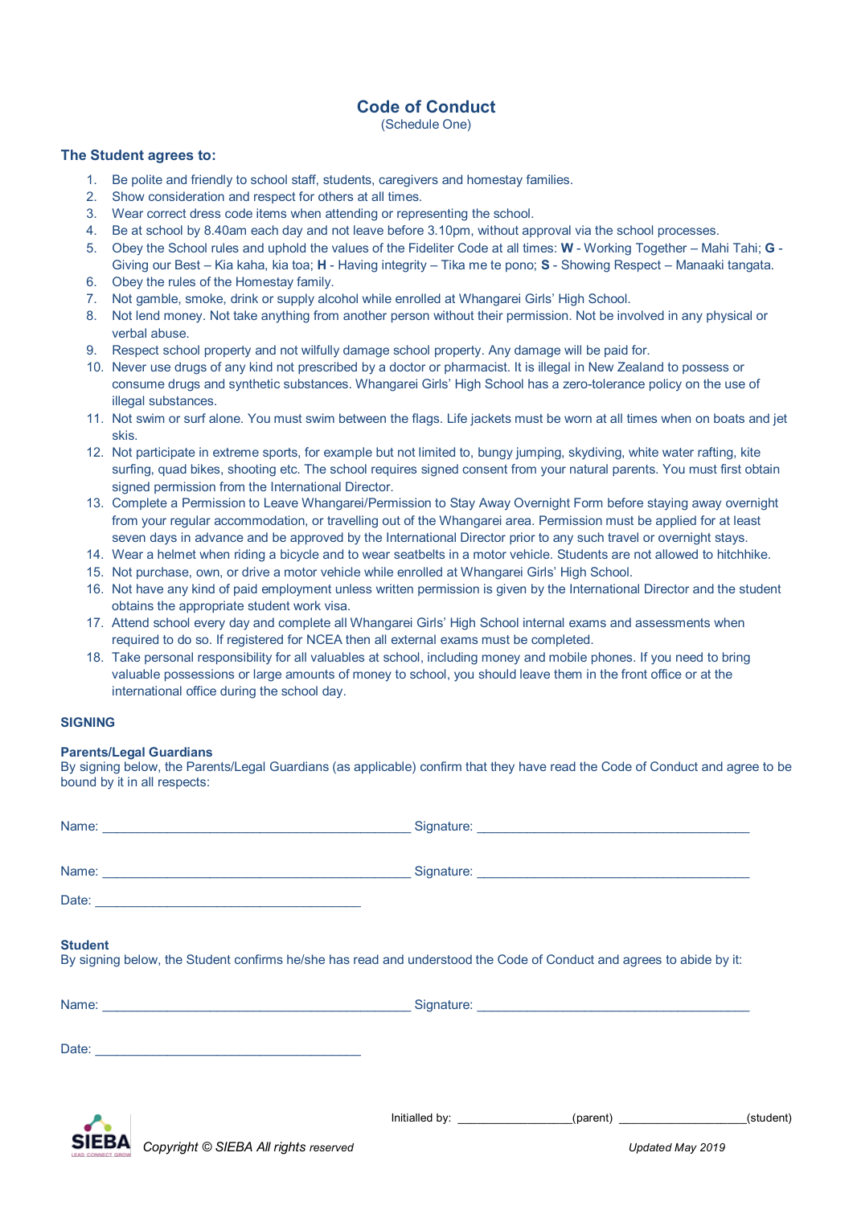# Code of Conduct

(Schedule One)

## The Student agrees to:

1. Be polite and friendly to school staff, students, caregivers and homestay families.
2. Show consideration and respect for others at all times.
3. Wear correct dress code items when attending or representing the school.
4. Be at school by 8.40am each day and not leave before 3.10pm, without approval via the school processes.
5. Obey the School rules and uphold the values of the Fideliter Code at all times: **W** - Working Together – Mahi Tahi; **G** - Giving our Best – Kia kaha, kia toa; **H** - Having integrity – Tika me te pono; **S** - Showing Respect – Manaaki tangata.
6. Obey the rules of the Homestay family.
7. Not gamble, smoke, drink or supply alcohol while enrolled at Whangarei Girls' High School.
8. Not lend money. Not take anything from another person without their permission. Not be involved in any physical or verbal abuse.
9. Respect school property and not wilfully damage school property. Any damage will be paid for.
10. Never use drugs of any kind not prescribed by a doctor or pharmacist. It is illegal in New Zealand to possess or consume drugs and synthetic substances. Whangarei Girls' High School has a zero-tolerance policy on the use of illegal substances.
11. Not swim or surf alone. You must swim between the flags. Life jackets must be worn at all times when on boats and jet skis.
12. Not participate in extreme sports, for example but not limited to, bungy jumping, skydiving, white water rafting, kite surfing, quad bikes, shooting etc. The school requires signed consent from your natural parents. You must first obtain signed permission from the International Director.
13. Complete a Permission to Leave Whangarei/Permission to Stay Away Overnight Form before staying away overnight from your regular accommodation, or travelling out of the Whangarei area. Permission must be applied for at least seven days in advance and be approved by the International Director prior to any such travel or overnight stays.
14. Wear a helmet when riding a bicycle and to wear seatbelts in a motor vehicle. Students are not allowed to hitchhike.
15. Not purchase, own, or drive a motor vehicle while enrolled at Whangarei Girls' High School.
16. Not have any kind of paid employment unless written permission is given by the International Director and the student obtains the appropriate student work visa.
17. Attend school every day and complete all Whangarei Girls' High School internal exams and assessments when required to do so. If registered for NCEA then all external exams must be completed.
18. Take personal responsibility for all valuables at school, including money and mobile phones. If you need to bring valuable possessions or large amounts of money to school, you should leave them in the front office or at the international office during the school day.

### SIGNING

**Parents/Legal Guardians**

By signing below, the Parents/Legal Guardians (as applicable) confirm that they have read the Code of Conduct and agree to be bound by it in all respects:

Name: ____________________________________________ Signature: ________________________________________

Name: ____________________________________________ Signature: ________________________________________

Date: ______________________________________

**Student**

By signing below, the Student confirms he/she has read and understood the Code of Conduct and agrees to abide by it:

Name: ____________________________________________ Signature: ________________________________________

Date: ______________________________________

Initialled by: __________________(parent) ___________________(student)

*Copyright © SIEBA All rights reserved* *Updated May 2019*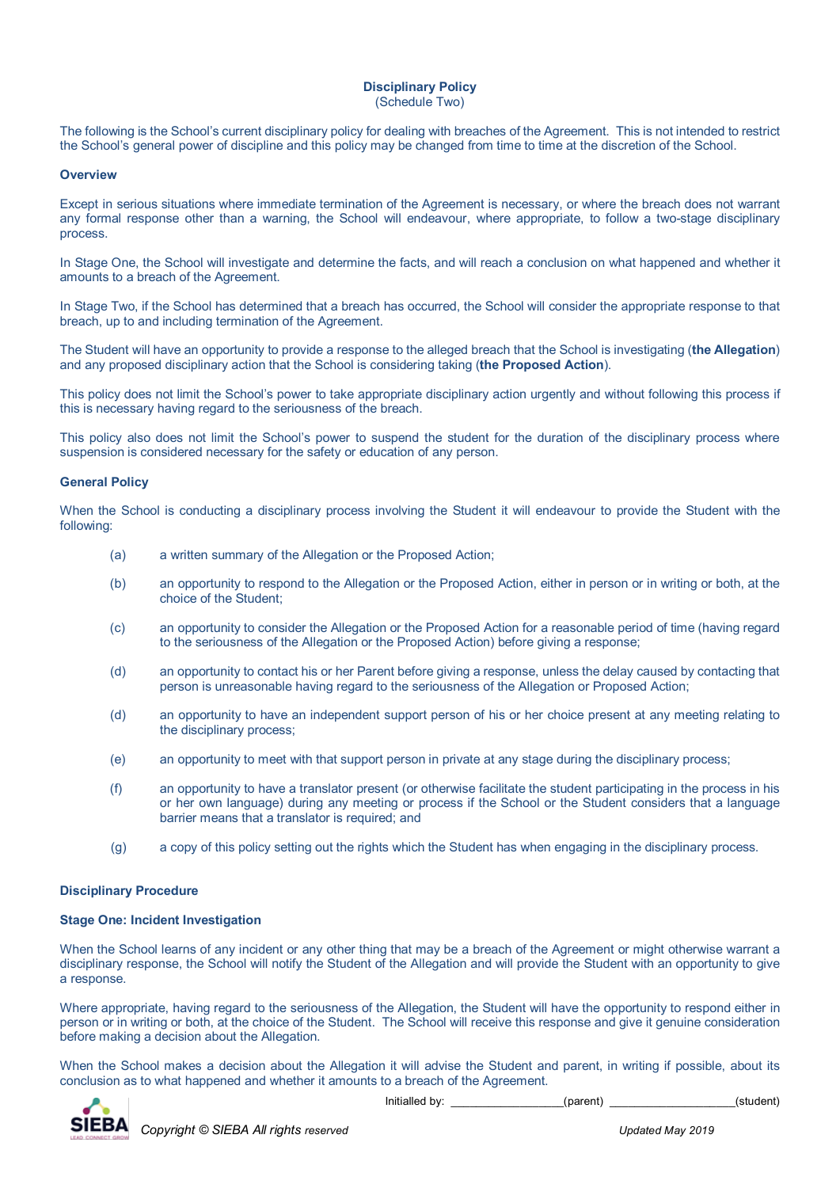**Disciplinary Policy**
(Schedule Two)

The following is the School's current disciplinary policy for dealing with breaches of the Agreement. This is not intended to restrict the School's general power of discipline and this policy may be changed from time to time at the discretion of the School.

**Overview**

Except in serious situations where immediate termination of the Agreement is necessary, or where the breach does not warrant any formal response other than a warning, the School will endeavour, where appropriate, to follow a two-stage disciplinary process.

In Stage One, the School will investigate and determine the facts, and will reach a conclusion on what happened and whether it amounts to a breach of the Agreement.

In Stage Two, if the School has determined that a breach has occurred, the School will consider the appropriate response to that breach, up to and including termination of the Agreement.

The Student will have an opportunity to provide a response to the alleged breach that the School is investigating (**the Allegation**) and any proposed disciplinary action that the School is considering taking (**the Proposed Action**).

This policy does not limit the School's power to take appropriate disciplinary action urgently and without following this process if this is necessary having regard to the seriousness of the breach.

This policy also does not limit the School's power to suspend the student for the duration of the disciplinary process where suspension is considered necessary for the safety or education of any person.

**General Policy**

When the School is conducting a disciplinary process involving the Student it will endeavour to provide the Student with the following:

(a) a written summary of the Allegation or the Proposed Action;

(b) an opportunity to respond to the Allegation or the Proposed Action, either in person or in writing or both, at the choice of the Student;

(c) an opportunity to consider the Allegation or the Proposed Action for a reasonable period of time (having regard to the seriousness of the Allegation or the Proposed Action) before giving a response;

(d) an opportunity to contact his or her Parent before giving a response, unless the delay caused by contacting that person is unreasonable having regard to the seriousness of the Allegation or Proposed Action;

(d) an opportunity to have an independent support person of his or her choice present at any meeting relating to the disciplinary process;

(e) an opportunity to meet with that support person in private at any stage during the disciplinary process;

(f) an opportunity to have a translator present (or otherwise facilitate the student participating in the process in his or her own language) during any meeting or process if the School or the Student considers that a language barrier means that a translator is required; and

(g) a copy of this policy setting out the rights which the Student has when engaging in the disciplinary process.

**Disciplinary Procedure**

**Stage One: Incident Investigation**

When the School learns of any incident or any other thing that may be a breach of the Agreement or might otherwise warrant a disciplinary response, the School will notify the Student of the Allegation and will provide the Student with an opportunity to give a response.

Where appropriate, having regard to the seriousness of the Allegation, the Student will have the opportunity to respond either in person or in writing or both, at the choice of the Student. The School will receive this response and give it genuine consideration before making a decision about the Allegation.

When the School makes a decision about the Allegation it will advise the Student and parent, in writing if possible, about its conclusion as to what happened and whether it amounts to a breach of the Agreement.

Initialled by: _________________(parent) ___________________(student)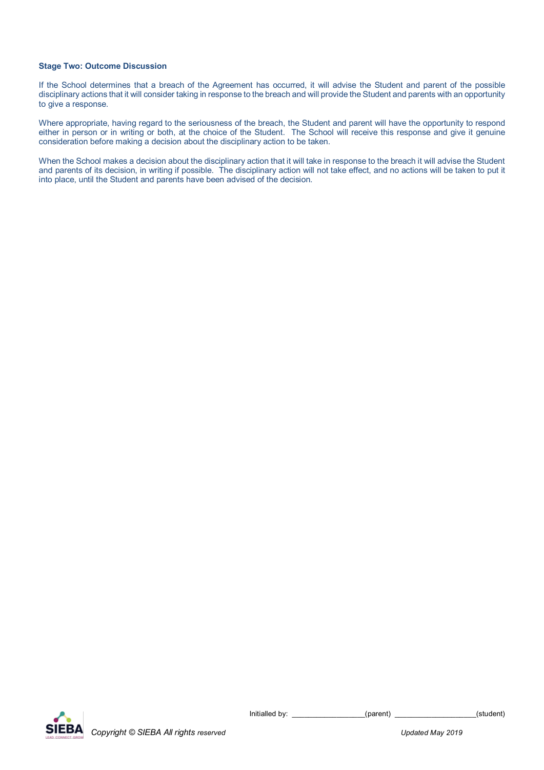**Stage Two: Outcome Discussion**

If the School determines that a breach of the Agreement has occurred, it will advise the Student and parent of the possible disciplinary actions that it will consider taking in response to the breach and will provide the Student and parents with an opportunity to give a response.

Where appropriate, having regard to the seriousness of the breach, the Student and parent will have the opportunity to respond either in person or in writing or both, at the choice of the Student. The School will receive this response and give it genuine consideration before making a decision about the disciplinary action to be taken.

When the School makes a decision about the disciplinary action that it will take in response to the breach it will advise the Student and parents of its decision, in writing if possible. The disciplinary action will not take effect, and no actions will be taken to put it into place, until the Student and parents have been advised of the decision.

Initialled by: _________________(parent) ___________________(student)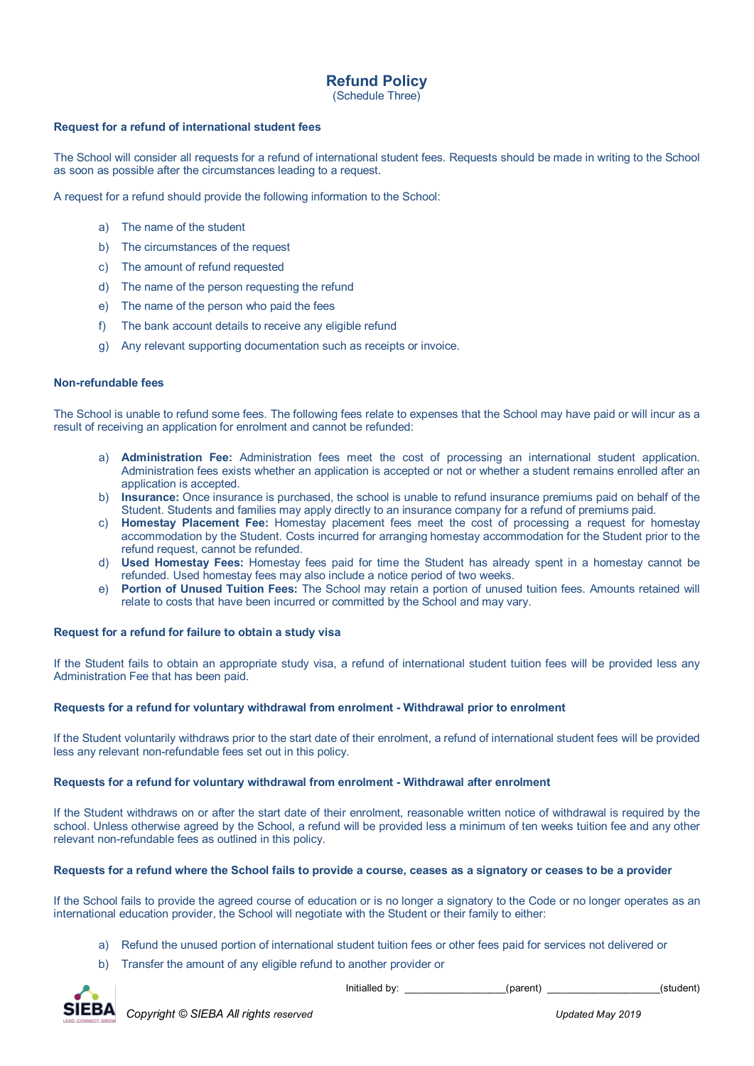# Refund Policy

(Schedule Three)

**Request for a refund of international student fees**

The School will consider all requests for a refund of international student fees. Requests should be made in writing to the School as soon as possible after the circumstances leading to a request.

A request for a refund should provide the following information to the School:

a) The name of the student
b) The circumstances of the request
c) The amount of refund requested
d) The name of the person requesting the refund
e) The name of the person who paid the fees
f) The bank account details to receive any eligible refund
g) Any relevant supporting documentation such as receipts or invoice.

**Non-refundable fees**

The School is unable to refund some fees. The following fees relate to expenses that the School may have paid or will incur as a result of receiving an application for enrolment and cannot be refunded:

a) **Administration Fee:** Administration fees meet the cost of processing an international student application. Administration fees exists whether an application is accepted or not or whether a student remains enrolled after an application is accepted.
b) **Insurance:** Once insurance is purchased, the school is unable to refund insurance premiums paid on behalf of the Student. Students and families may apply directly to an insurance company for a refund of premiums paid.
c) **Homestay Placement Fee:** Homestay placement fees meet the cost of processing a request for homestay accommodation by the Student. Costs incurred for arranging homestay accommodation for the Student prior to the refund request, cannot be refunded.
d) **Used Homestay Fees:** Homestay fees paid for time the Student has already spent in a homestay cannot be refunded. Used homestay fees may also include a notice period of two weeks.
e) **Portion of Unused Tuition Fees:** The School may retain a portion of unused tuition fees. Amounts retained will relate to costs that have been incurred or committed by the School and may vary.

**Request for a refund for failure to obtain a study visa**

If the Student fails to obtain an appropriate study visa, a refund of international student tuition fees will be provided less any Administration Fee that has been paid.

**Requests for a refund for voluntary withdrawal from enrolment - Withdrawal prior to enrolment**

If the Student voluntarily withdraws prior to the start date of their enrolment, a refund of international student fees will be provided less any relevant non-refundable fees set out in this policy.

**Requests for a refund for voluntary withdrawal from enrolment - Withdrawal after enrolment**

If the Student withdraws on or after the start date of their enrolment, reasonable written notice of withdrawal is required by the school. Unless otherwise agreed by the School, a refund will be provided less a minimum of ten weeks tuition fee and any other relevant non-refundable fees as outlined in this policy.

**Requests for a refund where the School fails to provide a course, ceases as a signatory or ceases to be a provider**

If the School fails to provide the agreed course of education or is no longer a signatory to the Code or no longer operates as an international education provider, the School will negotiate with the Student or their family to either:

a) Refund the unused portion of international student tuition fees or other fees paid for services not delivered or
b) Transfer the amount of any eligible refund to another provider or

Initialled by: ________________(parent) ____________________(student)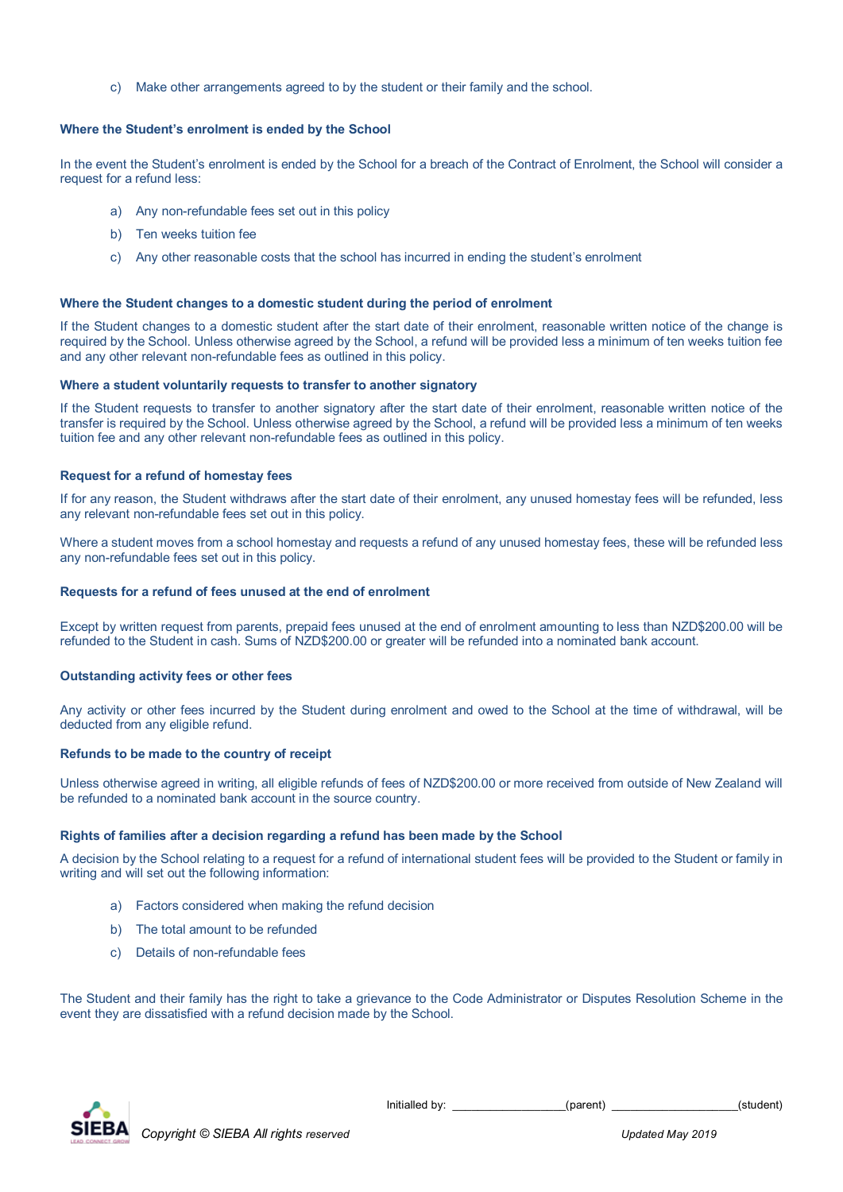c) Make other arrangements agreed to by the student or their family and the school.

### Where the Student's enrolment is ended by the School

In the event the Student's enrolment is ended by the School for a breach of the Contract of Enrolment, the School will consider a request for a refund less:

a) Any non-refundable fees set out in this policy

b) Ten weeks tuition fee

c) Any other reasonable costs that the school has incurred in ending the student's enrolment

### Where the Student changes to a domestic student during the period of enrolment

If the Student changes to a domestic student after the start date of their enrolment, reasonable written notice of the change is required by the School. Unless otherwise agreed by the School, a refund will be provided less a minimum of ten weeks tuition fee and any other relevant non-refundable fees as outlined in this policy.

### Where a student voluntarily requests to transfer to another signatory

If the Student requests to transfer to another signatory after the start date of their enrolment, reasonable written notice of the transfer is required by the School. Unless otherwise agreed by the School, a refund will be provided less a minimum of ten weeks tuition fee and any other relevant non-refundable fees as outlined in this policy.

### Request for a refund of homestay fees

If for any reason, the Student withdraws after the start date of their enrolment, any unused homestay fees will be refunded, less any relevant non-refundable fees set out in this policy.

Where a student moves from a school homestay and requests a refund of any unused homestay fees, these will be refunded less any non-refundable fees set out in this policy.

### Requests for a refund of fees unused at the end of enrolment

Except by written request from parents, prepaid fees unused at the end of enrolment amounting to less than NZD$200.00 will be refunded to the Student in cash. Sums of NZD$200.00 or greater will be refunded into a nominated bank account.

### Outstanding activity fees or other fees

Any activity or other fees incurred by the Student during enrolment and owed to the School at the time of withdrawal, will be deducted from any eligible refund.

### Refunds to be made to the country of receipt

Unless otherwise agreed in writing, all eligible refunds of fees of NZD$200.00 or more received from outside of New Zealand will be refunded to a nominated bank account in the source country.

### Rights of families after a decision regarding a refund has been made by the School

A decision by the School relating to a request for a refund of international student fees will be provided to the Student or family in writing and will set out the following information:

a) Factors considered when making the refund decision

b) The total amount to be refunded

c) Details of non-refundable fees

The Student and their family has the right to take a grievance to the Code Administrator or Disputes Resolution Scheme in the event they are dissatisfied with a refund decision made by the School.

Initialled by: __________________(parent) ____________________(student)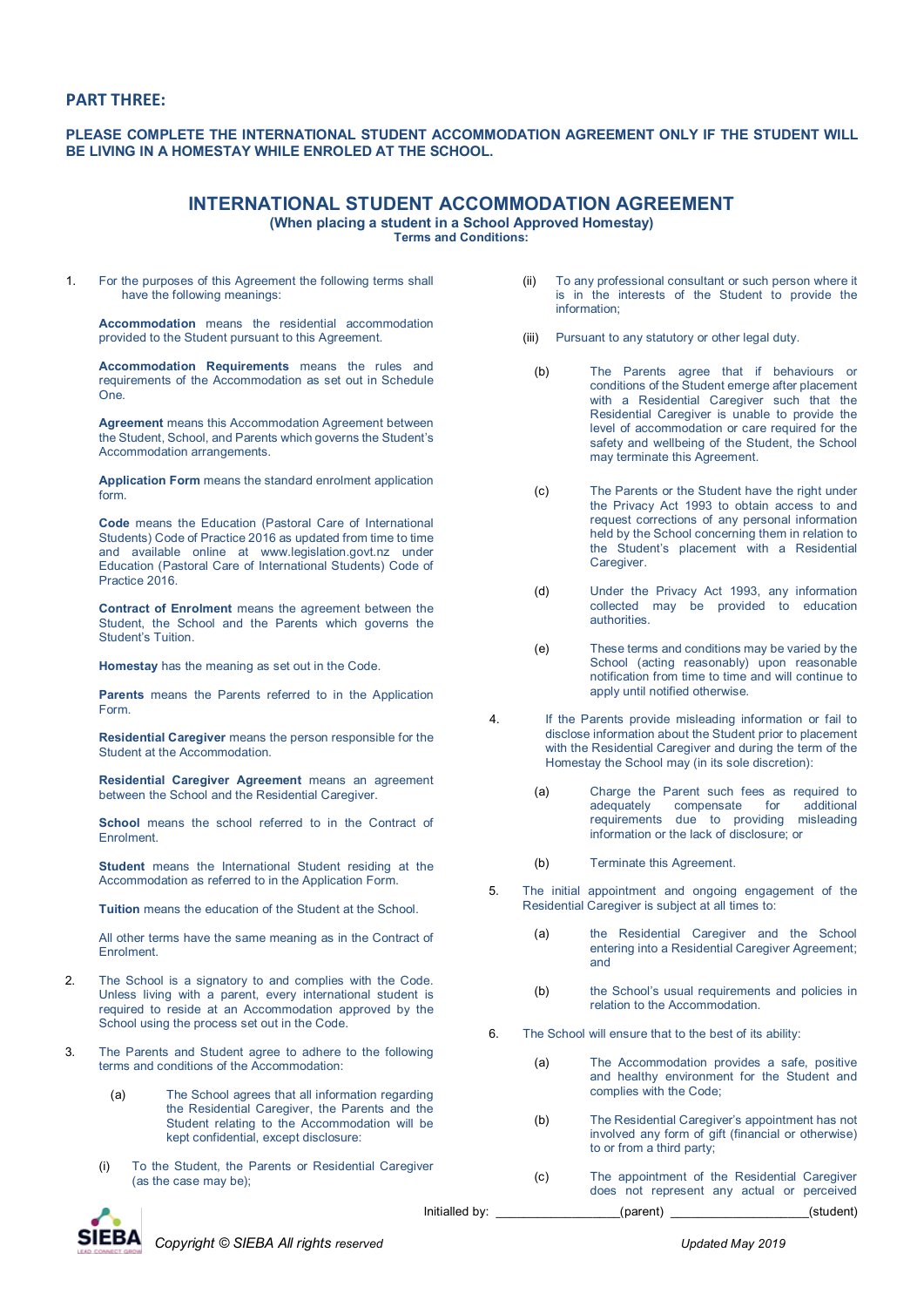## PART THREE:

**PLEASE COMPLETE THE INTERNATIONAL STUDENT ACCOMMODATION AGREEMENT ONLY IF THE STUDENT WILL BE LIVING IN A HOMESTAY WHILE ENROLED AT THE SCHOOL.**

# INTERNATIONAL STUDENT ACCOMMODATION AGREEMENT

**(When placing a student in a School Approved Homestay)**
**Terms and Conditions:**

1. For the purposes of this Agreement the following terms shall have the following meanings:

   **Accommodation** means the residential accommodation provided to the Student pursuant to this Agreement.

   **Accommodation Requirements** means the rules and requirements of the Accommodation as set out in Schedule One.

   **Agreement** means this Accommodation Agreement between the Student, School, and Parents which governs the Student's Accommodation arrangements.

   **Application Form** means the standard enrolment application form.

   **Code** means the Education (Pastoral Care of International Students) Code of Practice 2016 as updated from time to time and available online at www.legislation.govt.nz under Education (Pastoral Care of International Students) Code of Practice 2016.

   **Contract of Enrolment** means the agreement between the Student, the School and the Parents which governs the Student's Tuition.

   **Homestay** has the meaning as set out in the Code.

   **Parents** means the Parents referred to in the Application Form.

   **Residential Caregiver** means the person responsible for the Student at the Accommodation.

   **Residential Caregiver Agreement** means an agreement between the School and the Residential Caregiver.

   **School** means the school referred to in the Contract of Enrolment.

   **Student** means the International Student residing at the Accommodation as referred to in the Application Form.

   **Tuition** means the education of the Student at the School.

   All other terms have the same meaning as in the Contract of Enrolment.

2. The School is a signatory to and complies with the Code. Unless living with a parent, every international student is required to reside at an Accommodation approved by the School using the process set out in the Code.

3. The Parents and Student agree to adhere to the following terms and conditions of the Accommodation:

   (a) The School agrees that all information regarding the Residential Caregiver, the Parents and the Student relating to the Accommodation will be kept confidential, except disclosure:

   (i) To the Student, the Parents or Residential Caregiver (as the case may be);

   (ii) To any professional consultant or such person where it is in the interests of the Student to provide the information;

   (iii) Pursuant to any statutory or other legal duty.

   (b) The Parents agree that if behaviours or conditions of the Student emerge after placement with a Residential Caregiver such that the Residential Caregiver is unable to provide the level of accommodation or care required for the safety and wellbeing of the Student, the School may terminate this Agreement.

   (c) The Parents or the Student have the right under the Privacy Act 1993 to obtain access to and request corrections of any personal information held by the School concerning them in relation to the Student's placement with a Residential Caregiver.

   (d) Under the Privacy Act 1993, any information collected may be provided to education authorities.

   (e) These terms and conditions may be varied by the School (acting reasonably) upon reasonable notification from time to time and will continue to apply until notified otherwise.

4. If the Parents provide misleading information or fail to disclose information about the Student prior to placement with the Residential Caregiver and during the term of the Homestay the School may (in its sole discretion):

   (a) Charge the Parent such fees as required to adequately compensate for additional requirements due to providing misleading information or the lack of disclosure; or

   (b) Terminate this Agreement.

5. The initial appointment and ongoing engagement of the Residential Caregiver is subject at all times to:

   (a) the Residential Caregiver and the School entering into a Residential Caregiver Agreement; and

   (b) the School's usual requirements and policies in relation to the Accommodation.

6. The School will ensure that to the best of its ability:

   (a) The Accommodation provides a safe, positive and healthy environment for the Student and complies with the Code;

   (b) The Residential Caregiver's appointment has not involved any form of gift (financial or otherwise) to or from a third party;

   (c) The appointment of the Residential Caregiver does not represent any actual or perceived

Initialled by: __________________(parent) __________________(student)

*Copyright © SIEBA All rights reserved* *Updated May 2019*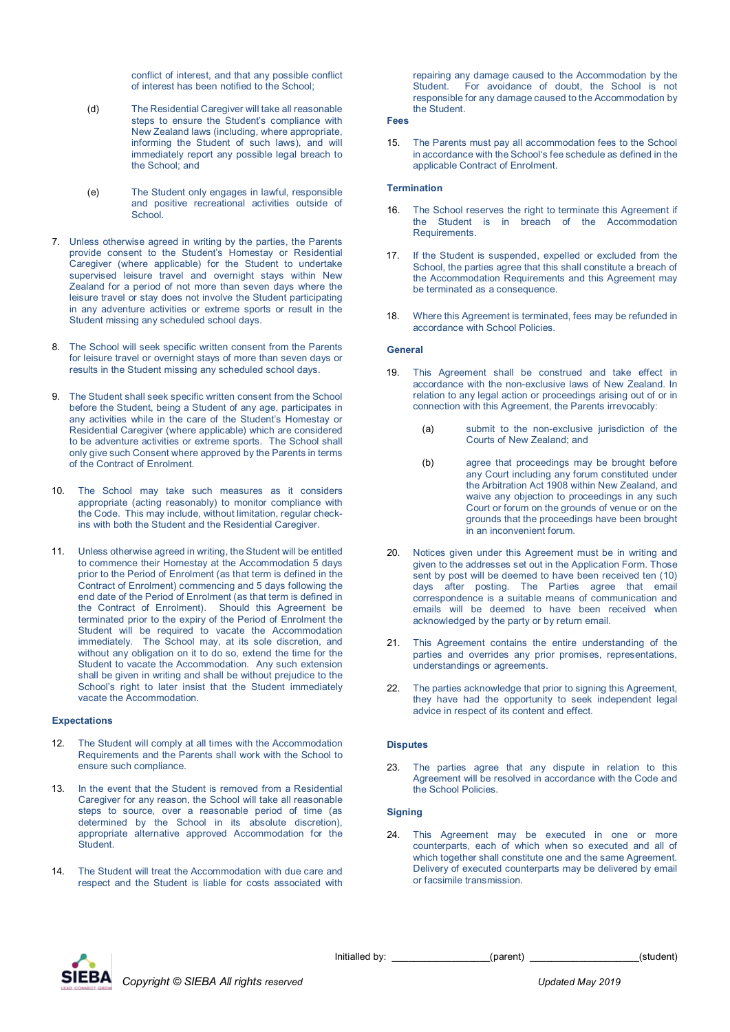conflict of interest, and that any possible conflict of interest has been notified to the School;

(d) The Residential Caregiver will take all reasonable steps to ensure the Student's compliance with New Zealand laws (including, where appropriate, informing the Student of such laws), and will immediately report any possible legal breach to the School; and

(e) The Student only engages in lawful, responsible and positive recreational activities outside of School.

7. Unless otherwise agreed in writing by the parties, the Parents provide consent to the Student's Homestay or Residential Caregiver (where applicable) for the Student to undertake supervised leisure travel and overnight stays within New Zealand for a period of not more than seven days where the leisure travel or stay does not involve the Student participating in any adventure activities or extreme sports or result in the Student missing any scheduled school days.

8. The School will seek specific written consent from the Parents for leisure travel or overnight stays of more than seven days or results in the Student missing any scheduled school days.

9. The Student shall seek specific written consent from the School before the Student, being a Student of any age, participates in any activities while in the care of the Student's Homestay or Residential Caregiver (where applicable) which are considered to be adventure activities or extreme sports. The School shall only give such Consent where approved by the Parents in terms of the Contract of Enrolment.

10. The School may take such measures as it considers appropriate (acting reasonably) to monitor compliance with the Code. This may include, without limitation, regular check-ins with both the Student and the Residential Caregiver.

11. Unless otherwise agreed in writing, the Student will be entitled to commence their Homestay at the Accommodation 5 days prior to the Period of Enrolment (as that term is defined in the Contract of Enrolment) commencing and 5 days following the end date of the Period of Enrolment (as that term is defined in the Contract of Enrolment). Should this Agreement be terminated prior to the expiry of the Period of Enrolment the Student will be required to vacate the Accommodation immediately. The School may, at its sole discretion, and without any obligation on it to do so, extend the time for the Student to vacate the Accommodation. Any such extension shall be given in writing and shall be without prejudice to the School's right to later insist that the Student immediately vacate the Accommodation.

### Expectations

12. The Student will comply at all times with the Accommodation Requirements and the Parents shall work with the School to ensure such compliance.

13. In the event that the Student is removed from a Residential Caregiver for any reason, the School will take all reasonable steps to source, over a reasonable period of time (as determined by the School in its absolute discretion), appropriate alternative approved Accommodation for the Student.

14. The Student will treat the Accommodation with due care and respect and the Student is liable for costs associated with repairing any damage caused to the Accommodation by the Student. For avoidance of doubt, the School is not responsible for any damage caused to the Accommodation by the Student.

### Fees

15. The Parents must pay all accommodation fees to the School in accordance with the School's fee schedule as defined in the applicable Contract of Enrolment.

### Termination

16. The School reserves the right to terminate this Agreement if the Student is in breach of the Accommodation Requirements.

17. If the Student is suspended, expelled or excluded from the School, the parties agree that this shall constitute a breach of the Accommodation Requirements and this Agreement may be terminated as a consequence.

18. Where this Agreement is terminated, fees may be refunded in accordance with School Policies.

### General

19. This Agreement shall be construed and take effect in accordance with the non-exclusive laws of New Zealand. In relation to any legal action or proceedings arising out of or in connection with this Agreement, the Parents irrevocably:

(a) submit to the non-exclusive jurisdiction of the Courts of New Zealand; and

(b) agree that proceedings may be brought before any Court including any forum constituted under the Arbitration Act 1908 within New Zealand, and waive any objection to proceedings in any such Court or forum on the grounds of venue or on the grounds that the proceedings have been brought in an inconvenient forum.

20. Notices given under this Agreement must be in writing and given to the addresses set out in the Application Form. Those sent by post will be deemed to have been received ten (10) days after posting. The Parties agree that email correspondence is a suitable means of communication and emails will be deemed to have been received when acknowledged by the party or by return email.

21. This Agreement contains the entire understanding of the parties and overrides any prior promises, representations, understandings or agreements.

22. The parties acknowledge that prior to signing this Agreement, they have had the opportunity to seek independent legal advice in respect of its content and effect.

### Disputes

23. The parties agree that any dispute in relation to this Agreement will be resolved in accordance with the Code and the School Policies.

### Signing

24. This Agreement may be executed in one or more counterparts, each of which when so executed and all of which together shall constitute one and the same Agreement. Delivery of executed counterparts may be delivered by email or facsimile transmission.

Initialled by: ________________(parent) __________________(student)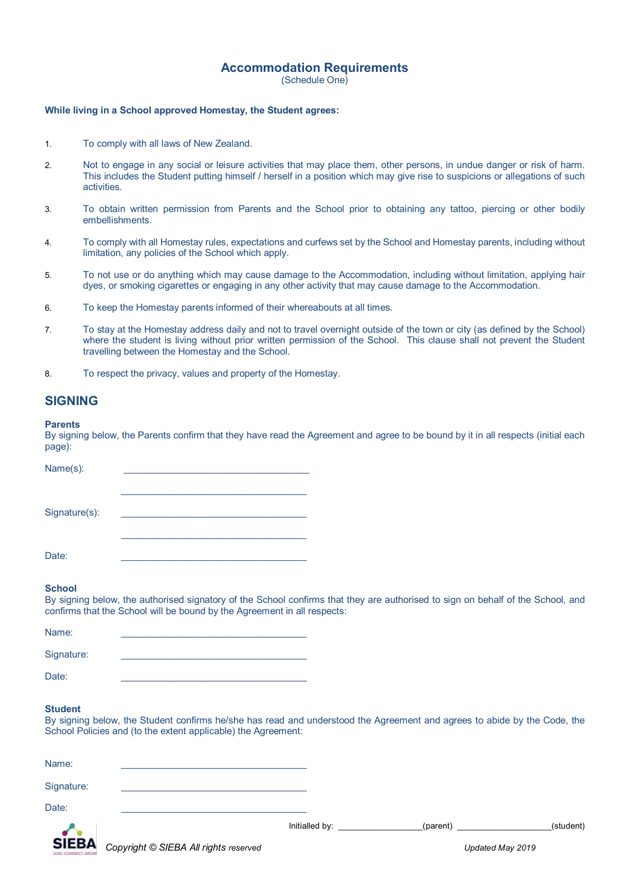# Accommodation Requirements

(Schedule One)

**While living in a School approved Homestay, the Student agrees:**

1. To comply with all laws of New Zealand.
2. Not to engage in any social or leisure activities that may place them, other persons, in undue danger or risk of harm. This includes the Student putting himself / herself in a position which may give rise to suspicions or allegations of such activities.
3. To obtain written permission from Parents and the School prior to obtaining any tattoo, piercing or other bodily embellishments.
4. To comply with all Homestay rules, expectations and curfews set by the School and Homestay parents, including without limitation, any policies of the School which apply.
5. To not use or do anything which may cause damage to the Accommodation, including without limitation, applying hair dyes, or smoking cigarettes or engaging in any other activity that may cause damage to the Accommodation.
6. To keep the Homestay parents informed of their whereabouts at all times.
7. To stay at the Homestay address daily and not to travel overnight outside of the town or city (as defined by the School) where the student is living without prior written permission of the School. This clause shall not prevent the Student travelling between the Homestay and the School.
8. To respect the privacy, values and property of the Homestay.

## SIGNING

**Parents**

By signing below, the Parents confirm that they have read the Agreement and agree to be bound by it in all respects (initial each page):

Name(s): ___________________________________

___________________________________

Signature(s): ___________________________________

___________________________________

Date: ___________________________________

**School**

By signing below, the authorised signatory of the School confirms that they are authorised to sign on behalf of the School, and confirms that the School will be bound by the Agreement in all respects:

Name: ___________________________________

Signature: ___________________________________

Date: ___________________________________

**Student**

By signing below, the Student confirms he/she has read and understood the Agreement and agrees to abide by the Code, the School Policies and (to the extent applicable) the Agreement:

Name: ___________________________________

Signature: ___________________________________

Date: ___________________________________

Initialled by: _________________(parent) ___________________(student)

*Copyright © SIEBA All rights reserved* *Updated May 2019*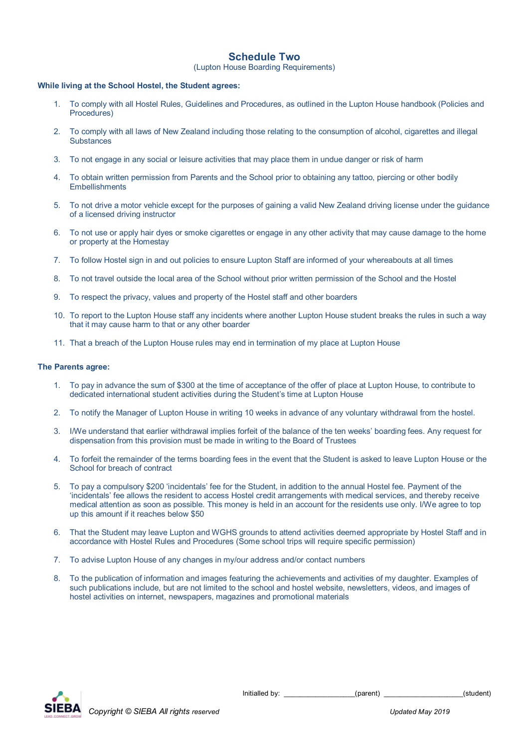## Schedule Two

(Lupton House Boarding Requirements)

**While living at the School Hostel, the Student agrees:**

1. To comply with all Hostel Rules, Guidelines and Procedures, as outlined in the Lupton House handbook (Policies and Procedures)
2. To comply with all laws of New Zealand including those relating to the consumption of alcohol, cigarettes and illegal Substances
3. To not engage in any social or leisure activities that may place them in undue danger or risk of harm
4. To obtain written permission from Parents and the School prior to obtaining any tattoo, piercing or other bodily Embellishments
5. To not drive a motor vehicle except for the purposes of gaining a valid New Zealand driving license under the guidance of a licensed driving instructor
6. To not use or apply hair dyes or smoke cigarettes or engage in any other activity that may cause damage to the home or property at the Homestay
7. To follow Hostel sign in and out policies to ensure Lupton Staff are informed of your whereabouts at all times
8. To not travel outside the local area of the School without prior written permission of the School and the Hostel
9. To respect the privacy, values and property of the Hostel staff and other boarders
10. To report to the Lupton House staff any incidents where another Lupton House student breaks the rules in such a way that it may cause harm to that or any other boarder
11. That a breach of the Lupton House rules may end in termination of my place at Lupton House

**The Parents agree:**

1. To pay in advance the sum of $300 at the time of acceptance of the offer of place at Lupton House, to contribute to dedicated international student activities during the Student's time at Lupton House
2. To notify the Manager of Lupton House in writing 10 weeks in advance of any voluntary withdrawal from the hostel.
3. I/We understand that earlier withdrawal implies forfeit of the balance of the ten weeks' boarding fees. Any request for dispensation from this provision must be made in writing to the Board of Trustees
4. To forfeit the remainder of the terms boarding fees in the event that the Student is asked to leave Lupton House or the School for breach of contract
5. To pay a compulsory $200 'incidentals' fee for the Student, in addition to the annual Hostel fee. Payment of the 'incidentals' fee allows the resident to access Hostel credit arrangements with medical services, and thereby receive medical attention as soon as possible. This money is held in an account for the residents use only. I/We agree to top up this amount if it reaches below $50
6. That the Student may leave Lupton and WGHS grounds to attend activities deemed appropriate by Hostel Staff and in accordance with Hostel Rules and Procedures (Some school trips will require specific permission)
7. To advise Lupton House of any changes in my/our address and/or contact numbers
8. To the publication of information and images featuring the achievements and activities of my daughter. Examples of such publications include, but are not limited to the school and hostel website, newsletters, videos, and images of hostel activities on internet, newspapers, magazines and promotional materials

Initialled by: ________________(parent) __________________(student)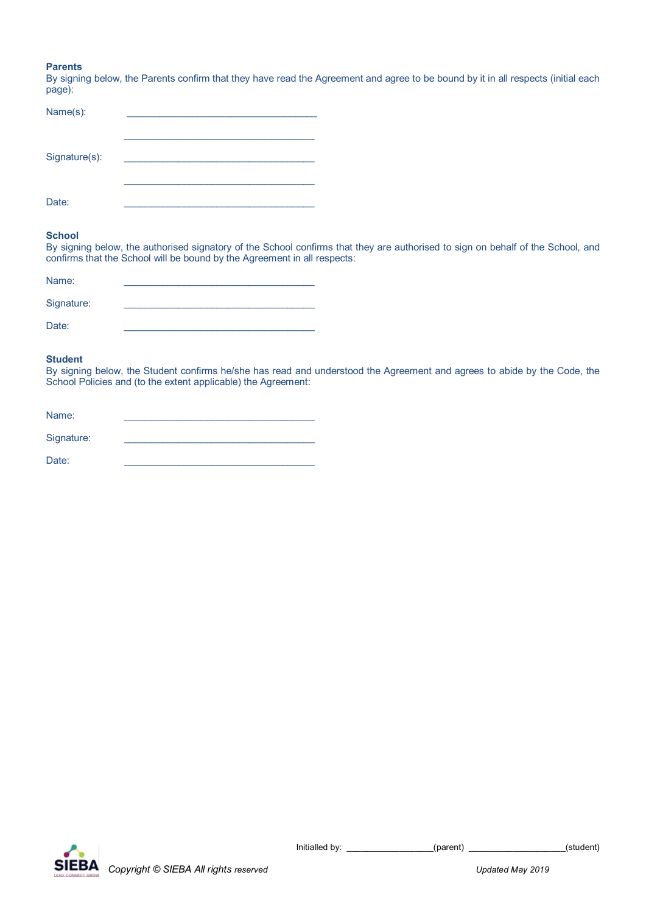**Parents**

By signing below, the Parents confirm that they have read the Agreement and agree to be bound by it in all respects (initial each page):

Name(s): ____________________________________

____________________________________

Signature(s): ____________________________________

____________________________________

Date: ____________________________________

**School**

By signing below, the authorised signatory of the School confirms that they are authorised to sign on behalf of the School, and confirms that the School will be bound by the Agreement in all respects:

Name: ____________________________________

Signature: ____________________________________

Date: ____________________________________

**Student**

By signing below, the Student confirms he/she has read and understood the Agreement and agrees to abide by the Code, the School Policies and (to the extent applicable) the Agreement:

Name: ____________________________________

Signature: ____________________________________

Date: ____________________________________

Initialled by: _________________(parent) ___________________(student)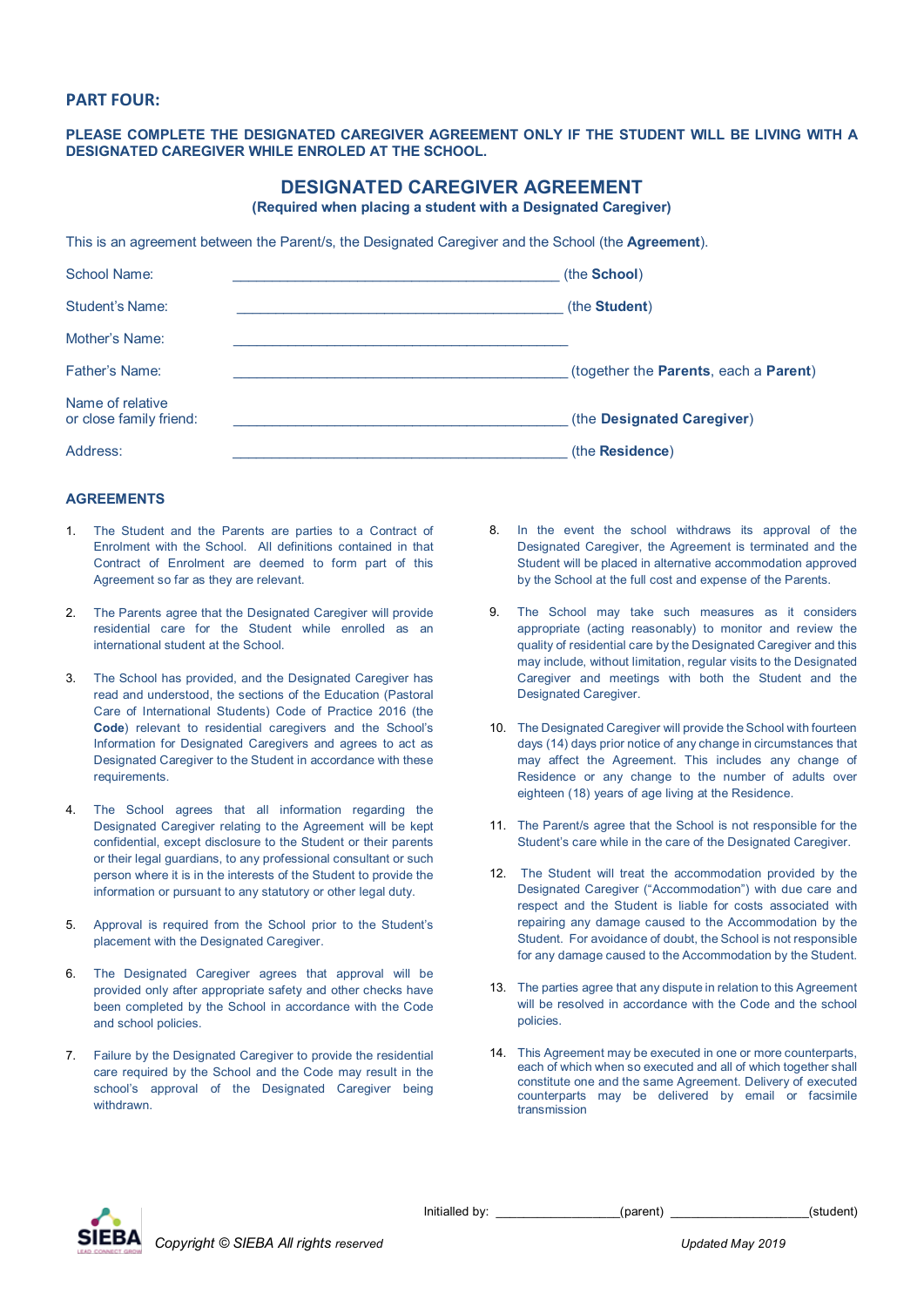## PART FOUR:

**PLEASE COMPLETE THE DESIGNATED CAREGIVER AGREEMENT ONLY IF THE STUDENT WILL BE LIVING WITH A DESIGNATED CAREGIVER WHILE ENROLED AT THE SCHOOL.**

# DESIGNATED CAREGIVER AGREEMENT

**(Required when placing a student with a Designated Caregiver)**

This is an agreement between the Parent/s, the Designated Caregiver and the School (the **Agreement**).

School Name: ________________________________________ (the **School**)

Student's Name: ________________________________________ (the **Student**)

Mother's Name: ________________________________________

Father's Name: ________________________________________ (together the **Parents**, each a **Parent**)

Name of relative or close family friend: ________________________________________ (the **Designated Caregiver**)

Address: ________________________________________ (the **Residence**)

## AGREEMENTS

1. The Student and the Parents are parties to a Contract of Enrolment with the School. All definitions contained in that Contract of Enrolment are deemed to form part of this Agreement so far as they are relevant.

2. The Parents agree that the Designated Caregiver will provide residential care for the Student while enrolled as an international student at the School.

3. The School has provided, and the Designated Caregiver has read and understood, the sections of the Education (Pastoral Care of International Students) Code of Practice 2016 (the **Code**) relevant to residential caregivers and the School's Information for Designated Caregivers and agrees to act as Designated Caregiver to the Student in accordance with these requirements.

4. The School agrees that all information regarding the Designated Caregiver relating to the Agreement will be kept confidential, except disclosure to the Student or their parents or their legal guardians, to any professional consultant or such person where it is in the interests of the Student to provide the information or pursuant to any statutory or other legal duty.

5. Approval is required from the School prior to the Student's placement with the Designated Caregiver.

6. The Designated Caregiver agrees that approval will be provided only after appropriate safety and other checks have been completed by the School in accordance with the Code and school policies.

7. Failure by the Designated Caregiver to provide the residential care required by the School and the Code may result in the school's approval of the Designated Caregiver being withdrawn.

8. In the event the school withdraws its approval of the Designated Caregiver, the Agreement is terminated and the Student will be placed in alternative accommodation approved by the School at the full cost and expense of the Parents.

9. The School may take such measures as it considers appropriate (acting reasonably) to monitor and review the quality of residential care by the Designated Caregiver and this may include, without limitation, regular visits to the Designated Caregiver and meetings with both the Student and the Designated Caregiver.

10. The Designated Caregiver will provide the School with fourteen days (14) days prior notice of any change in circumstances that may affect the Agreement. This includes any change of Residence or any change to the number of adults over eighteen (18) years of age living at the Residence.

11. The Parent/s agree that the School is not responsible for the Student's care while in the care of the Designated Caregiver.

12. The Student will treat the accommodation provided by the Designated Caregiver ("Accommodation") with due care and respect and the Student is liable for costs associated with repairing any damage caused to the Accommodation by the Student. For avoidance of doubt, the School is not responsible for any damage caused to the Accommodation by the Student.

13. The parties agree that any dispute in relation to this Agreement will be resolved in accordance with the Code and the school policies.

14. This Agreement may be executed in one or more counterparts, each of which when so executed and all of which together shall constitute one and the same Agreement. Delivery of executed counterparts may be delivered by email or facsimile transmission

Initialled by: _________________(parent) ___________________(student)

*Copyright © SIEBA All rights reserved* *Updated May 2019*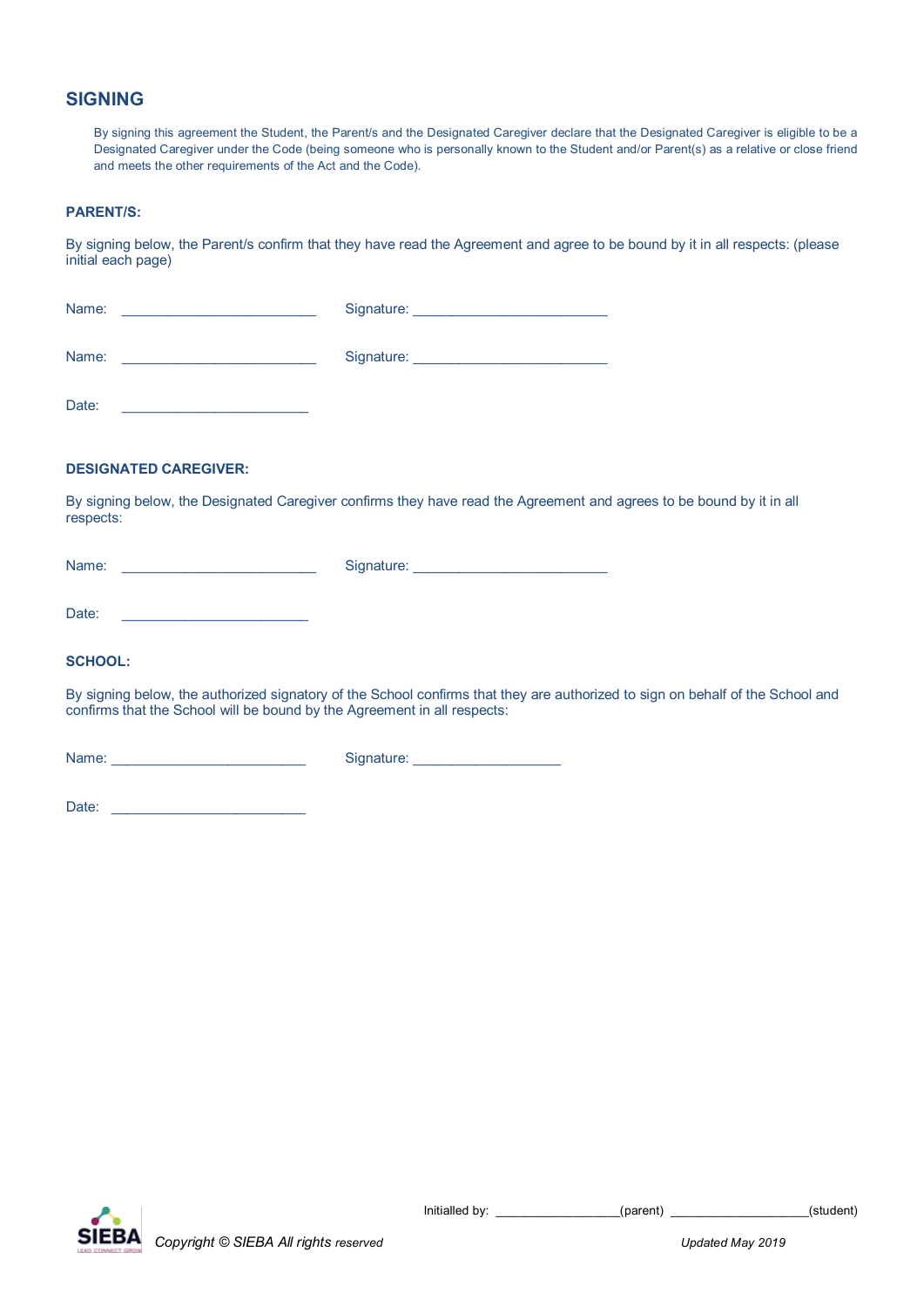## SIGNING

By signing this agreement the Student, the Parent/s and the Designated Caregiver declare that the Designated Caregiver is eligible to be a Designated Caregiver under the Code (being someone who is personally known to the Student and/or Parent(s) as a relative or close friend and meets the other requirements of the Act and the Code).

### PARENT/S:

By signing below, the Parent/s confirm that they have read the Agreement and agree to be bound by it in all respects: (please initial each page)

Name: __________________________ Signature: __________________________

Name: __________________________ Signature: __________________________

Date: _________________________

### DESIGNATED CAREGIVER:

By signing below, the Designated Caregiver confirms they have read the Agreement and agrees to be bound by it in all respects:

Name: __________________________ Signature: __________________________

Date: _________________________

### SCHOOL:

By signing below, the authorized signatory of the School confirms that they are authorized to sign on behalf of the School and confirms that the School will be bound by the Agreement in all respects:

Name: __________________________ Signature: ____________________

Date: __________________________

Initialled by: _________________(parent) ___________________(student)